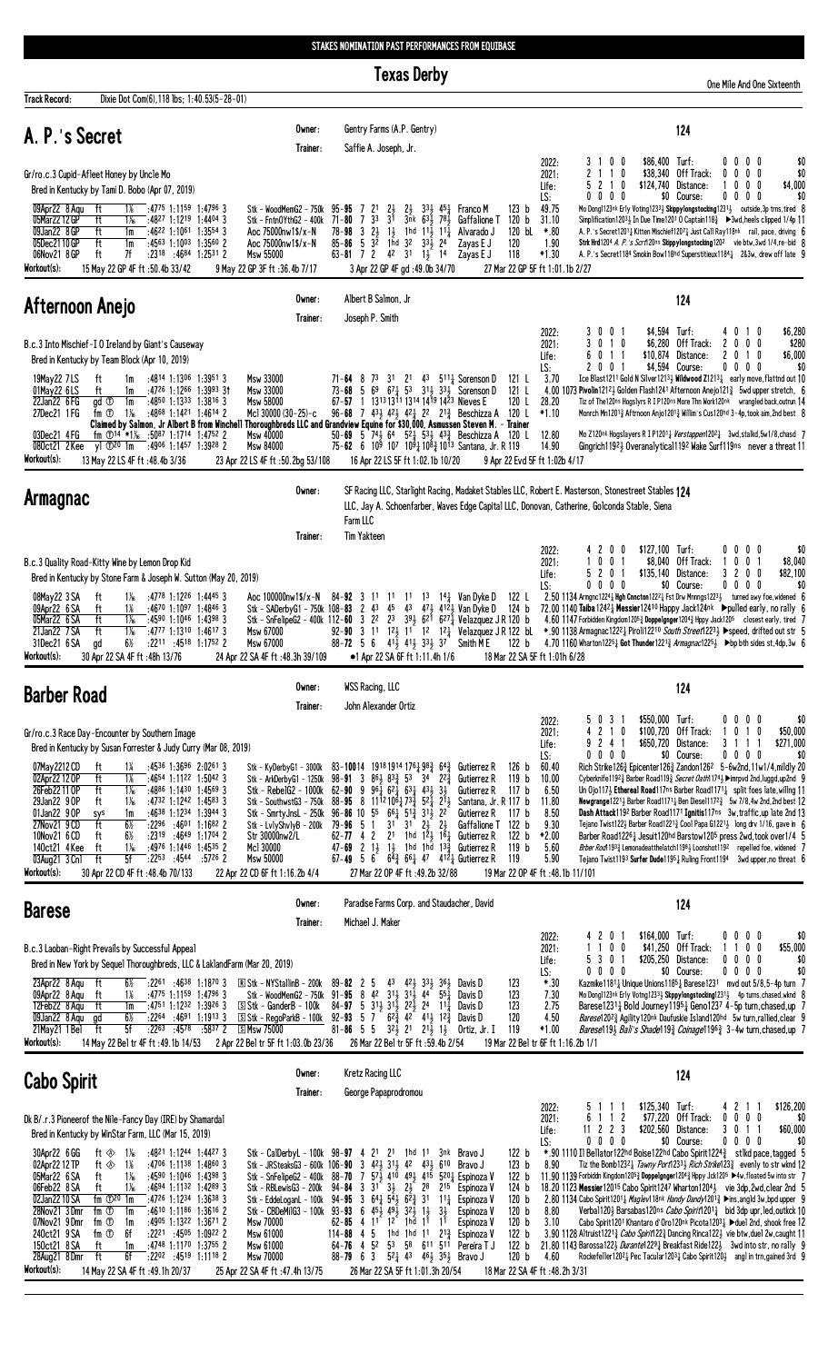STAKES NOMINATION PAST PERFORMANCES FROM EQUIBASE

# Texas Derby

One Mile And One Sixteenth

**Track Record:** Dixie Dot Com(6),118 lbs; 1:40.53(5-28-01)

## A. P.'s Secret

Owner: Gentry Farms (A.P. Gentry) — 124
Trainer: Saffie A. Joseph, Jr.

Gr/ro.c.3 Cupid-Afleet Honey by Uncle Mo
Bred in Kentucky by Tami D. Bobo (Apr 07, 2019)

| | | | | | | | | |
|---|---|---|---|---|---|---|---|---|
| 2022: | 3 1 0 0 | $86,400 | Turf: | 0 0 0 0 | $0 |
| 2021: | 2 1 1 0 | $38,340 | Off Track: | 0 0 0 0 | $0 |
| Life: | 5 2 1 0 | $124,740 | Distance: | 1 0 0 0 | $4,000 |
| LS: | 0 0 0 0 | $0 | Course: | 0 0 0 0 | $0 |

```
09Apr22 8Aqu  ft  1⅛  :4775 1:1159 1:4796 3   Stk - WoodMemG2 - 750k  95-95  7 2¹ 2½ 2½ 3³½ 4⁵¾  Franco M      123 b  49.75  Mo Dong1123nk Erly Votng1233½ Skppylongstocking1231½  outside,3p trns,tired 8
05Mar22 12 GP ft  1⅛  :4827 1:1219 1:4404 3   Stk - FntnOYthG2 - 400k 71-80  7 3³ 3¹ 3nk 6³½ 7⁸½  Gaffalione T 120 b  31.10  Simplification1203½ In Due Time1201 O Captain118½  ▶swd,heels clipped 1/4p 11
09Jan22 8 GP  ft  1m  :4622 1:1061 1:3554 3   Aoc 75000nw1$/x-N      78-98  3 2½ 1½ 1hd 1¹½ 1¹¼  Alvarado J    120 bL *.80   A. P.'s Secret1201¼ Kitten Mischief1207½ Just Call Ray118nk  rail, pace, driving 6
05Dec21 10 GP ft  1m  :4563 1:1003 1:3560 2   Aoc 75000nw1$/x-N      85-86  5 3² 1hd 3² 3³½ 2⁴  Zayas E J      120    1.90   Stth Hrd1204 A. P.'s Scrt120ns Skppylongstocking1202  vie btw,3wd 1/4,re-bid 8
06Nov21 8 GP  ft  7f  :2318 :4684 1:2531 2   Msw 55000              63-81  7 2 4² 3¹ 1½ 1⁴  Zayas E J      118    *1.30  A. P.'s Secret1184 Smokin Bow118hd Superstitieux1184¼  2&3w, drew off late 9
```

**Workout(s):** 15 May 22 GP 4F ft :50.4b 33/42 · 9 May 22 GP 3F ft :36.4b 7/17 · 3 Apr 22 GP 4F gd :49.0b 34/70 · 27 Mar 22 GP 5F ft 1:01.1b 2/27

## Afternoon Anejo

Owner: Albert B Salmon, Jr — 124
Trainer: Joseph P. Smith

B.c.3 Into Mischief-I O Ireland by Giant's Causeway
Bred in Kentucky by Team Block (Apr 10, 2019)

| | | | | | | |
|---|---|---|---|---|---|---|
| 2022: | 3 0 0 1 | $4,594 | Turf: | 4 0 1 0 | $6,280 |
| 2021: | 3 0 1 0 | $6,280 | Off Track: | 2 0 0 0 | $280 |
| Life: | 6 0 1 1 | $10,874 | Distance: | 2 0 1 0 | $6,000 |
| LS: | 2 0 0 1 | $4,594 | Course: | 0 0 0 0 | $0 |

```
19May22 7 LS  ft  1m   :4814 1:1306 1:3961 3  Msw 33000            71-64  8 7³ 3¹ 2¹ 4³ 5¹¹¼ Sorenson D   121 L  3.70  Ice Blast1211 Gold N Silver1213½ Wildwood Z1213¼  early move,flattnd out 10
01May22 6 LS  ft  1m   :4726 1:1266 1:3993 3†  Msw 33000           73-68  5 6⁹ 6⁷½ 5³ 3¹½ 3³½ Sorenson D  121 L  4.00 1073 Pivolin1212½ Golden Flash1241 Afternoon Anejo121½  5wd upper stretch, 6
22Jan22 6 FG  gd ⓣ 1m  :4850 1:1333 1:3816 3  Msw 58000            67-57  1 13¹³ 13¹¹ 13¹⁴ 14¹⁹ 14²³ Nieves E 120 L 28.20  Tiz of The120ns Hogslyrs R I P120ns More Thn Work120nk  wrangled back,outrun 14
27Dec21 1 FG  fm ⓣ 1⅛  :4868 1:1421 1:4614 2  Mcl 30000 (30-25)-c  96-68  7 4³½ 4²½ 4²½ 2² 2¹¾ Beschizza A 120 L *1.10  Monrch Mn1201¾ Afternoon Anejo1201¾ Willim's Cus120hd  3-4p, took aim,2nd best 8
Claimed by Salmon, Jr Albert B from Winchell Thoroughbreds LLC and Grandview Equine for $30,000, Asmussen Steven M. - Trainer
03Dec21 4 FG  fm ⓣ¹⁴ *1⅛ :5087 1:1714 1:4752 2  Msw 40000          50-69  5 7⁴½ 6⁴ 5³½ 4³¾ Beschizza A 120 L 12.80  Mo Z120nk Hogslayers R I P1201¼ Verstappen1202¼  3wd,stalkd,5w1/8,chasd 7
08Oct21 2 Kee yl ⓣ²⁰ 1m :4906 1:1457 1:3928 2  Msw 84000          75-62  6 10⁹ 10⁷ 10⁸½ 10⁸½ 10¹³ Santana, Jr. R 119 14.90  Gingrich1192½ Overanalytical1192 Wake Surf119ns  never a threat 11
```

**Workout(s):** 13 May 22 LS 4F ft :48.4b 3/36 · 23 Apr 22 LS 4F ft :50.2bg 53/108 · 16 Apr 22 LS 5F ft 1:02.1b 10/20 · 9 Apr 22 Evd 5F ft 1:02b 4/17

## Armagnac

Owner: SF Racing LLC, Starlight Racing, Madaket Stables LLC, Robert E. Masterson, Stonestreet Stables LLC, Jay A. Schoenfarber, Waves Edge Capital LLC, Donovan, Catherine, Golconda Stable, Siena Farm LLC — 124
Trainer: Tim Yakteen

B.c.3 Quality Road-Kitty Wine by Lemon Drop Kid
Bred in Kentucky by Stone Farm & Joseph W. Sutton (May 20, 2019)

| | | | | | | |
|---|---|---|---|---|---|---|
| 2022: | 4 2 0 0 | $127,100 | Turf: | 0 0 0 0 | $0 |
| 2021: | 1 0 0 1 | $8,040 | Off Track: | 1 0 0 1 | $8,040 |
| Life: | 5 2 0 1 | $135,140 | Distance: | 3 2 0 0 | $82,100 |
| LS: | 0 0 0 0 | $0 | Course: | 0 0 0 0 | $0 |

```
08May22 3 SA  ft  1⅛  :4778 1:1226 1:4445 3  Aoc 100000nw1$/x-N    84-92  3 1¹ 1¹ 1¹ 1³ 1⁴¾ Van Dyke D    122 L  2.50 1134 Armgnc1224¾ High Cnnctn1222½ Fst Drw Mnnngs1223½  turned away foe,widened 6
09Apr22 6 SA  ft  1⅛  :4670 1:1097 1:4846 3  Stk - SADerbyG1 - 750k 108-83 2 4³ 4⁵ 4³ 4⁷½ 4¹²½ Van Dyke D 124 b 72.00 1140 Taiba1242½ Messier12410 Happy Jack124nk  ▶pulled early, no rally 6
05Mar22 6 SA  ft  1⅛  :4590 1:1046 1:4398 3  Stk - SnFelipeG2 - 400k 112-60 3 2² 2³ 3⁹½ 6²¹ 6²⁷¾ Velazquez J R 120 b 4.60 1147 Forbidden Kingdom1206½ Doppelgnger1204½ Hppy Jack1205  closest early, tired 7
21Jan22 7 SA  ft  1⅛  :4777 1:1310 1:4617 3  Msw 67000             92-90  3 1¹ 1²½ 1¹ 1² 1²¼ Velazquez J R 122 bL *.90 1138 Armagnac1222¼ Piroli12210 South Street1223½  ▶speed, drifted out str 5
31Dec21 6 SA  gd  6½  :2211 :4518 1:1752 2  Msw 67000             88-72  5 6 4¹½ 4¹½ 3³½ 3⁷ Smith M E   122 b  4.70 1160 Wharton1225¼ Got Thunder1221¾ Armagnac1225½  ▶bp bth sides st,4dp,3w 6
```

**Workout(s):** 30 Apr 22 SA 4F ft :48h 13/76 · 24 Apr 22 SA 4F ft :48.3h 39/109 · ●1 Apr 22 SA 6F ft 1:11.4h 1/6 · 18 Mar 22 SA 5F ft 1:01h 6/28

## Barber Road

Owner: WSS Racing, LLC — 124
Trainer: John Alexander Ortiz

Gr/ro.c.3 Race Day-Encounter by Southern Image
Bred in Kentucky by Susan Forrester & Judy Curry (Mar 08, 2019)

| | | | | | | |
|---|---|---|---|---|---|---|
| 2022: | 5 0 3 1 | $550,000 | Turf: | 0 0 0 0 | $0 |
| 2021: | 4 2 1 0 | $100,720 | Off Track: | 1 0 1 0 | $50,000 |
| Life: | 9 2 4 1 | $650,720 | Distance: | 3 1 1 1 | $271,000 |
| LS: | 0 0 0 0 | $0 | Course: | 0 0 0 0 | $0 |

```
07May22 12 CD ft  1¼  :4536 1:3696 2:0261 3  Stk - KyDerbyG1 - 3000k  83-100 14 19¹⁸ 19¹⁹ 17⁶½ 9⁸½ 6⁴¾ Gutierrez R 126 b 60.40  Rich Strike126¾ Epicenter126¾ Zandon126² 5-6w2nd,11w1/4,mildly 20
02Apr22 12 OP ft  1⅛  :4654 1:1122 1:5042 3  Stk - ArkDerbyG1 - 1250k  98-91  3 8⁶½ 8³¾ 5³ 3⁴ 2²¾ Gutierrez R  119 b 10.00  Cyberknife1192¾ Barber Road119¾ Secret Oath1174½ ▶imprvd 2nd,luggd,up2nd 9
26Feb22 11 OP ft  1⅛  :4886 1:1430 1:4569 3  Stk - RebelG2 - 1000k    62-90  9 9⁶½ 6²½ 6³½ 4³½ 3½ Gutierrez R  117 b  6.50  Un Ojo1173¼ Ethereal Road117ns Barber Road1171¼  split foes late,willing 11
29Jan22 9 OP  ft  1m   :4732 1:1242 1:4583 3  Stk - SouthwstG3 - 750k  88-95  8 11¹² 10⁶½ 7³½ 5²½ 2¹½ Santana, Jr. R 117 b 11.80 Newgrange1221½ Barber Road1171½ Ben Diesel1172¾ 5w 7/8,4w 2nd,2nd best 12
01Jan22 9 OP  sys 1m   :4638 1:1234 1:3944 3  Stk - SmrtyJnsL - 250k  96-86 10 5⁵ 6⁶½ 5¹½ 3¹½ 2² Gutierrez R  117 b  8.50  Dash Attack1192 Barber Road1171 Ignitis117ns  3w, traffic,up late 2nd 13
27Nov21 9 CD  ft  6½   :2296 :4601 1:1682 2  Stk - LvlyShvlyB - 200k  79-96  5 1 3¹ 3¹ 2½ 2½ Gaffalione T 122 b  9.30  Tejano Twist122½ Barber Road122½ Cool Papa G122¼  long drv 1/16, gave in 6
10Nov21 6 CD  ft  6½   :2319 :4649 1:1704 2  Str 30000nw2/L          62-77  4 2 2¹ 1hd 1²½ 1⁶¾ Gutierrez R 122 b *2.00  Barber Road1226¾ Jesuit120hd Barstow1205 press 2wd,took over1/4 5
14Oct21 4 Kee ft  1⅛   :4976 1:1446 1:4535 2  Mcl 30000               47-69  2 1½ 1½ 1hd 1hd 1³¾ Gutierrez R 119 b  5.60  Brber Rod1193¾ Lemonadeatthelatch1196½ Loonshot1192  repelled foe, widened 7
03Aug21 3 Cnl ft  5f   :2253 :4544 :5726 2  Msw 50000               67-49  5 6 6⁴¾ 6⁶½ 4⁷ 4¹²½ Gutierrez R 119   5.90  Tejano Twist1193 Surfer Dude1195½ Ruling Front1194  3wd upper,no threat 6
```

**Workout(s):** 30 Apr 22 CD 4F ft :48.4b 70/133 · 22 Apr 22 CD 6F ft 1:16.2b 4/4 · 27 Mar 22 OP 4F gd :49.2b 32/88 · 19 Mar 22 OP 4F ft :48.1b 11/101

## Barese

Owner: Paradise Farms Corp. and Staudacher, David — 124
Trainer: Michael J. Maker

B.c.3 Laoban-Right Prevails by Successful Appeal
Bred in New York by Sequel Thoroughbreds, LLC & LaklandFarm (Mar 20, 2019)

| | | | | | | |
|---|---|---|---|---|---|---|
| 2022: | 4 2 0 1 | $164,000 | Turf: | 0 0 0 0 | $0 |
| 2021: | 1 1 0 0 | $41,250 | Off Track: | 1 1 0 0 | $55,000 |
| Life: | 5 3 0 1 | $205,250 | Distance: | 0 0 0 0 | $0 |
| LS: | 0 0 0 0 | $0 | Course: | 0 0 0 0 | $0 |

```
23Apr22 8 Aqu ft  6½  :2261 :4638 1:1870 3  Ⓢ Stk - NYStallnB - 200k  89-82  2 5 4³ 4²½ 3³½ 3⁶½ Davis D  123  *.30  Kazmike1181¼ Unique Unions1185½ Barese1231  mvd out 5/8,5-4p turn 7
09Apr22 8 Aqu ft  1⅛  :4775 1:1159 1:4796 3  Stk - WoodMemG2 - 750k  91-95  8 4² 3¹½ 3¹½ 4⁴ 5⁵¼ Davis D  123   7.30  Mo Dong1123nk Erly Votng1233½ Skppylongstocking1231½  4p turns,chased,wknd 8
12Feb22 8 Aqu ft  1m  :4751 1:1232 1:3926 3  Ⓢ Stk - GanderB - 100k   84-97  5 3¹½ 3¹½ 2²½ 2⁴ 1¹¼ Davis D  123   2.75  Barese1231¼ Bold Journey1195½ Geno1237 4-5p turn,chased,up 7
09Jan22 8 Aqu gd  6½  :2264 :4691 1:1913 3  Ⓢ Stk - RegoParkB - 100k  92-93  5 7 6²¾ 4² 4¹½ 1²¾ Davis D  120   4.50  Barese1202¾ Agility120nk Daufuskie Island120hd 5w turn,rallied,clear 9
21May21 1 Bel ft  5f  :2263 :4579 :5837 2  Ⓢ Msw 75000              81-86  5 5 3²½ 2¹ 2¹½ 1½ Ortiz, Jr. I 119 *1.00 Barese119½ Bali's Shade119¾ Coinage1196¾ 3-4w turn,chased,up 7
```

**Workout(s):** 14 May 22 Bel tr.t 4F ft :49.1b 14/53 · 2 Apr 22 Bel tr.t 5F ft 1:03.0b 23/36 · 26 Mar 22 Bel tr.t 5F ft :59.4b 2/54 · 19 Mar 22 Bel tr.t 6F ft 1:16.2b 1/1

## Cabo Spirit

Owner: Kretz Racing LLC — 124
Trainer: George Papaprodromou

Dk B/.r.3 Pioneerof the Nile-Fancy Day (IRE) by Shamardal
Bred in Kentucky by WinStar Farm, LLC (Mar 15, 2019)

| | | | | | | |
|---|---|---|---|---|---|---|
| 2022: | 5 1 1 1 | $125,340 | Turf: | 4 2 1 1 | $126,200 |
| 2021: | 6 1 1 2 | $77,220 | Off Track: | 0 0 0 0 | $0 |
| Life: | 11 2 2 3 | $202,560 | Distance: | 3 0 1 1 | $60,000 |
| LS: | 0 0 0 0 | $0 | Course: | 0 0 0 0 | $0 |

```
30Apr22 6 GG  ft ◈ 1⅛  :4821 1:1244 1:4427 3  Stk - CalDerbyL - 100k  98-97  4 2¹ 2¹ 1hd 1¹ 3nk Bravo J      122 b  *.90 1110 Il Bellator122hd Boise122hd Cabo Spirit1224½  stlkd pace,tagged 5
02Apr22 12 TP ft ◈ 1⅛  :4706 1:1138 1:4860 3  Stk - JRSteaksG3 - 600k 106-90 3 4²½ 3¹½ 4² 4³½ 6¹⁰ Bravo J   123 b  8.90  Tiz the Bomb1232¾ Tawny Port1233½ Rich Strike123½  evenly to str wknd 12
05Mar22 6 SA  ft  1⅛  :4590 1:1046 1:4398 3  Stk - SnFelipeG2 - 400k  88-70  7 5⁷½ 4¹⁰ 4⁹½ 4¹⁵ 5²⁰¾ Espinoza V 122 b 11.90 1139 Forbidden Kingdom1205½ Doppelgnger1204½ Hppy Jack1205 ▶4w,floated 5w into str 7
06Feb22 8 SA  ft  1⅛  :4694 1:1152 1:4289 3  Stk - RBLewisG3 - 200k  94-84  3 3¹ 3½ 2½ 2⁸ 2¹⁵ Espinoza V  124 b 18.20 1123 Messier12015 Cabo Spirit1247 Wharton1204½  vie 3dp,2wd,clear 2nd 5
02Jan22 10 SA fm ⓣ²⁰ 1m :4726 1:1234 1:3638 3  Stk - EddeLoganL - 100k 94-95 3 6⁴½ 5⁴½ 6²¾ 3¹ 1¹¼ Espinoza V 120 b  2.80 1134 Cabo Spirit1201¼ Maglev118nk Handy Dandy1201¾ ▶ins,angld 3w,bpd upper 9
28Nov21 3 Dmr fm ⓣ 1m  :4610 1:1186 1:3616 2  Stk - CBDeMilG3 - 100k  93-93  6 4⁶½ 4⁹½ 3²½ 1½ 3½ Espinoza V  120 b  8.80  Verbal120½ Barsabas120ns Cabo Spirit1201¼  bid 3dp upr,led,outkck 10
07Nov21 9 Dmr fm ⓣ 1m  :4905 1:1322 1:3671 2  Msw 70000               62-85  4 1¹ 1² 1hd 1¹ 1¹ Espinoza V  120 b  3.10  Cabo Spirit1201 Khantaro d'Oro120nk Picota1203½ ▶duel 2nd, shook free 12
24Oct21 9 SA  fm ⓣ 6f  :2221 :4505 1:0922 2  Msw 61000               114-88 4 5 1hd 1hd 1¹ 2¹¾ Espinoza V  122 b  3.90 1128 Altruist1221¾ Cabo Spirit122¾ Dancing Rinca122¾ vie btw,duel 2w,caught 11
15Oct21 8 SA  ft  1m  :4748 1:1170 1:3755 2  Msw 61000               64-76  4 5² 5³ 5⁸ 6¹¹ 5¹¹ Pereira T J  122 b 21.80 1143 Barossa122¾ Durante1229¼ Breakfast Ride122¾  3wd into str, no rally 9
28Aug21 8 Dmr ft  6f  :2202 :4519 1:1118 2  Msw 70000               88-79  6 3 5²½ 4³ 4⁶½ 3⁵½ Bravo J     120 b  4.60  Rockefeller1202¾ Pec Tacular1203¾ Cabo Spirit120½  angl in trn,gained 3rd 9
```

**Workout(s):** 14 May 22 SA 4F ft :49.1h 20/37 · 25 Apr 22 SA 4F ft :47.4h 13/75 · 26 Mar 22 SA 5F ft 1:01.3h 20/54 · 18 Mar 22 SA 4F ft :48.3h 3/31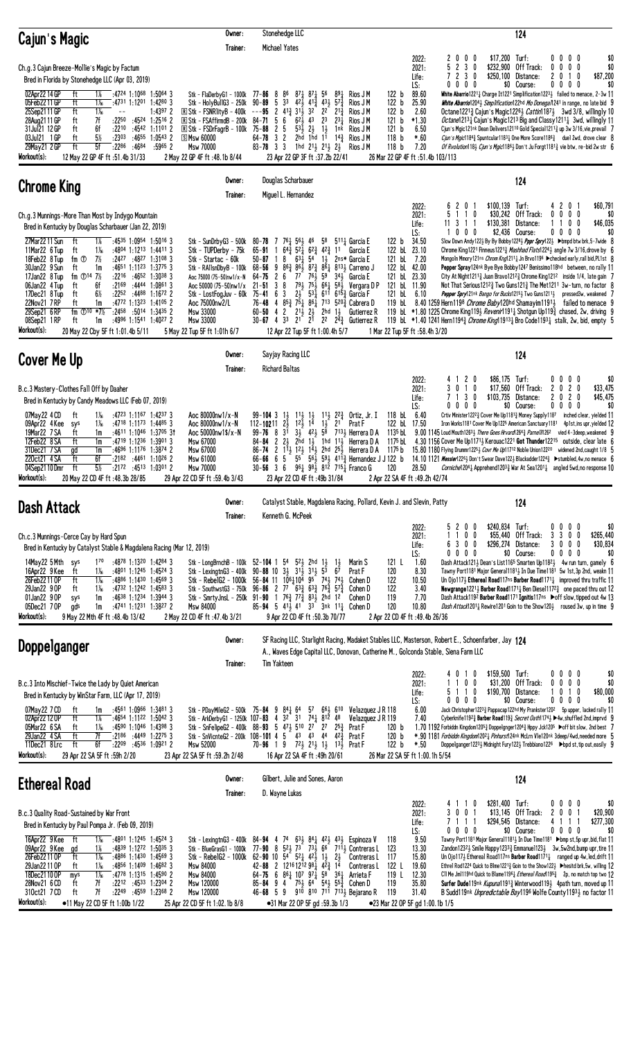## Cajun's Magic

Owner: Stonehedge LLC
Trainer: Michael Yates

124

Ch.g.3 Cajun Breeze-Mollie's Magic by Factum
Bred in Florida by Stonehedge LLC (Apr 03, 2019)

| | Starts | 1st | 2nd | 3rd | Earnings | | Starts | 1st | 2nd | 3rd | Earnings |
|---|---|---|---|---|---|---|---|---|---|---|---|
| 2022: | 2 | 0 | 0 | 0 | $17,200 | Turf: | 0 | 0 | 0 | 0 | $0 |
| 2021: | 5 | 2 | 3 | 0 | $232,900 | Off Track: | 0 | 0 | 0 | 0 | $0 |
| Life: | 7 | 2 | 3 | 0 | $250,100 | Distance: | 2 | 0 | 1 | 0 | $87,200 |
| LS: | 0 | 0 | 0 | 0 | $0 | Course: | 0 | 0 | 0 | 0 | $0 |

```
02Apr22 14 GP  ft  1⅛  :4724 1:1068 1:5064 3   Stk - FlaDerbyG1 - 1000k  77-86 8 86 87½ 87½ 56 89¼  Rios J M  122 b  89.60  White Abarrio1221¼ Charge It1221 Simplification1223¾ failed to menace, 2-3w 11
05Feb22 11 GP  ft  1⅛  :4731 1:1201 1:4280 3   Stk - HolyBullG3 - 250k   90-89 5 33 42½ 41¼ 43½ 57¾  Rios J M  122 b  25.90  White Abarrio1204½ Simplification122hd Mo Donegal1241 in range, no late bid 9
25Sep21 11 GP  ft  1⅛  --  1:4397 2   Ⓡ Stk - FSNRlityB - 400k  ---95 2 41½ 31½ 32 22 21¾  Rios J M  122 b  2.60  Octane1221¾ Cajun's Magic1226½ Cattin1187½ 3wd 3/8, willingly 10
28Aug21 11 GP  ft  7f  :2250 :4524 1:2516 2   Ⓡ Stk - FSAffirmdB - 200k  84-71 5 6 62½ 43 23 23¼  Rios J M  121 b  *1.30  Octane1213¼ Cajun's Magic1213 Big and Classy1211¼ 3wd, willingly 11
31Jul21 12 GP  ft  6f  :2210 :4542 1:1101 2   Ⓡ Stk - FSDrFagrB - 100k  75-88 2 5 53½ 2½ 1½ 1nk  Rios J M  121 b  6.50  Cjun's Mgic121nk Dean Delivers12110 Gold Special1211¾ up 3w 3/16,vie,prevail 7
03Jul21 1 GP  ft  5½  :2303 :4655 1:0543 2   Ⓢ Msw 60000  64-78 3 2 2hd 1hd 11 14¾  Rios J M  118 b  *.60  Cjun's Mgic1184¾ Spuntcular1183¼ One More Score1186¾ duel 2wd, drove clear 8
29May21 2 GP  ft  5f  :2286 :4684 :5965 2   Msw 70000  83-78 3 3 1hd 21½ 21½ 2½  Rios J M  118 b  7.20  Of Rvolution118½ Cjun's Mgic1186½ Don't Ju Forgt1181¾ vie btw, re-bid 3w str 6
Workout(s): 12 May 22 GP 4F ft :51.4b 31/33   2 May 22 GP 4F ft :48.1b 8/44   23 Apr 22 GP 3F ft :37.2b 22/41   26 Mar 22 GP 4F ft :51.4b 103/113
```

## Chrome King

Owner: Douglas Scharbauer
Trainer: Miguel L. Hernandez

124

Ch.g.3 Munnings-More Than Most by Indygo Mountain
Bred in Kentucky by Douglas Scharbauer (Jan 22, 2019)

| | Starts | 1st | 2nd | 3rd | Earnings | | Starts | 1st | 2nd | 3rd | Earnings |
|---|---|---|---|---|---|---|---|---|---|---|---|
| 2022: | 6 | 2 | 0 | 1 | $100,139 | Turf: | 4 | 2 | 0 | 1 | $60,791 |
| 2021: | 5 | 1 | 1 | 0 | $30,242 | Off Track: | 0 | 0 | 0 | 0 | $0 |
| Life: | 11 | 3 | 1 | 1 | $130,381 | Distance: | 1 | 1 | 0 | 0 | $46,035 |
| LS: | 1 | 0 | 0 | 0 | $2,436 | Course: | 0 | 0 | 0 | 0 | $0 |

```
27Mar22 11 Sun  ft  1⅛  :4535 1:0954 1:5016 3   Stk - SunDrbyG3 - 500k   80-78 7 76½ 56½ 46 58 511¼  Garcia E  122 b  34.50  Slow Down Andy122½ By By Bobby1224½ Pppr Spry122½ ▶bmpd btw brk,5-7wide 8
11Mar22 6 Tup  ft  1⅛  :4804 1:1213 1:4411 3   Stk - TUPDerby - 75k     65-91 1 64½ 52½ 62¾ 42½ 11  Garcia E  122 bL  23.10  Chrome King1221 Finneus1221¾ Mashhad Flats1224¼ angle 7w 3/16,drove by 6
18Feb22 8 Tup  fm Ⓣ  7½  :2427 :4827 1:3108 3   Stk - Startac - 60k   50-87 1 8 63½ 54 1½ 2ns*  Garcia E  121 bL  7.20  Mongoln Mmory121ns Chrom Kng1211¼ Jn Brvo1196 ▶checked early,rail bid,PL1st 8
30Jan22 9 Sun  ft  1m  :4651 1:1123 1:3775 3   Stk - RAllsnDbyB - 100k  68-56 9 86½ 86½ 87¾ 86¼ 813½  Carreno J  122 bL  42.00  Pepper Spray124nk Bye Bye Bobby1247 Benissimo118hd between, no rally 11
17Jan22 8 Tup  fm Ⓣ14 7½  :2216 :4652 1:3038 3   Aoc 75000 (75-50nw1/x-N  76-75 2 6 77 76½ 59 34½  Garcia E  121 bL  23.30  City At Night121¼ Juan Bravo1212¾ Chrome King1212 inside 1/4, late gain 7
06Jan22 4 Tup  ft  6f  :2169 :4444 1:0861 3   Aoc 50000 (75-50nw1/x-N  21-51 3 8 79½ 75½ 66¼ 58½  Vergara D P  121 bL  11.90  Not That Serious1212¾ Two Guns121¾ The Met1211 3w-turn, no factor 8
17Dec21 8 Tup  ft  6½  :2252 :4488 1:1672 2   Stk - LostFogJuv - 60k  75-41 6 3 2½ 53½ 611 615¾  Garcia F  121 bL  6.10  Pepper Spry121nk Bango for Bucks1215½ Two Guns1211½ pressed3w, weakened 7
22Nov21 7 RP  ft  1m  :4772 1:1323 1:4105 2   Aoc 75000nw2/L   76-48 4 86¾ 75½ 86¼ 713 520¾  Cabrera D  119 bL  8.40 1259 Hern1198 Chrome Baby120hd Shamayim1191½ failed to menace 9
29Sep21 6 RP  fm Ⓣ10 *7½  :2458 :5014 1:3435 2   Msw 33000   60-50 4 2 21½ 2½ 2hd 1½  Gutierrez R  119 bL  *1.80 1225 Chrome King119½ Revenir1191¾ Shotgun Up119½ chased, 2w, driving 9
08Sep21 1 RP  ft  1m  :4996 1:1541 1:4027 2   Msw 33000   30-67 4 33 21 21 22 24¾  Gutierrez R  119 bL  *1.40 1241 Hern1194¾ Chrome King1191¾ Bro Code1193¼ stalk, 2w, bid, empty 5
Workout(s): 20 May 22 Cby 5F ft 1:01.4b 5/11   5 May 22 Tup 5F ft 1:01h 6/7   12 Apr 22 Tup 5F ft 1:00.4h 5/7   1 Mar 22 Tup 5F ft :58.4h 3/20
```

## Cover Me Up

Owner: Sayjay Racing LLC
Trainer: Richard Baltas

124

B.c.3 Mastery-Clothes Fall Off by Daaher
Bred in Kentucky by Candy Meadows LLC (Feb 07, 2019)

| | Starts | 1st | 2nd | 3rd | Earnings | | Starts | 1st | 2nd | 3rd | Earnings |
|---|---|---|---|---|---|---|---|---|---|---|---|
| 2022: | 4 | 1 | 2 | 0 | $86,175 | Turf: | 0 | 0 | 0 | 0 | $0 |
| 2021: | 3 | 0 | 1 | 0 | $17,560 | Off Track: | 2 | 0 | 2 | 0 | $33,475 |
| Life: | 7 | 1 | 3 | 0 | $103,735 | Distance: | 2 | 0 | 2 | 0 | $45,475 |
| LS: | 0 | 0 | 0 | 0 | $0 | Course: | 0 | 0 | 0 | 0 | $0 |

```
07May22 4 CD  ft  1⅛  :4723 1:1167 1:4237 3   Aoc 80000nw1/x-N   99-104 3 2½ 11½ 1½ 11½ 22¾  Ortiz, Jr. I  118 bL  6.40  Crtiv Minister1222¾ Cover Me Up1181¾ Money Supply1187 inched clear, yielded 11
09Apr22 4 Kee  sys  1⅛  :4718 1:1173 1:4485 3   Aoc 80000nw1/x-N   112-102 11 2½ 12½ 14 1½ 21  Prat F  122 bL  17.50  Iron Works1181 Cover Me Up122½ American Sanctuary1181 4p1st,ins upr,yielded 12
19Mar22 7 SA  ft  1m  :4611 1:1046 1:3705 3†  Aoc 50000nw1$/x-N   99-76 8 31 3½ 42½ 58 713¼  Herrera D A  113 bL  9.00 1145 Loud Mouth1263¼ There Goes Hvard1264½ Parnell1262 vied 4-3deep,weakened 9
12Feb22 8 SA  ft  1m  :4719 1:1236 1:3901 3   Msw 67000   84-84 2 2½ 2hd 1½ 1hd 11½  Herrera D A  117 bL  4.30 1156 Cover Me Up1171¼ Kerouac122¹ Got Thunder12215 outside, clear late 6
31Dec21 7 SA  gd  1m  :4696 1:1176 1:3874 2   Msw 67000   86-74 2 11½ 12½ 14½ 2hd 25½  Herrera D A  117 b  15.80 1180 Flying Drummr1225½ Cov Me Up1712 Noble Union12220 widened 2nd,caught 1/8 5
22Oct21 4 SA  ft  6f  :2182 :4461 1:1026 2   Msw 61000   66-66 6 5 55 56½ 59½ 411¾  Hernandez J J  122 b  14.10 1121 Messier1225¾ Don't Swear Dave122¾ Blackadder1224¾ ▶stumbled,4w,no menace 6
04Sep21 10 Dmr  ft  5½  :2172 :4513 1:0301 2   Msw 70000   30-56 3 6 96½ 98½ 812 715¼  Franco G  120  28.50  Cornichel204¾ Apprehend1203¾ War At Sea1201¼ angled 5wd,no response 10
Workout(s): 20 May 22 CD 4F ft :48.3b 28/85   29 Apr 22 CD 5F ft :59.4b 3/43   23 Apr 22 CD 4F ft :49b 31/84   2 Apr 22 SA 4F ft :49.2h 42/74
```

## Dash Attack

Owner: Catalyst Stable, Magdalena Racing, Pollard, Kevin J. and Slevin, Patty
Trainer: Kenneth G. McPeek

124

Ch.c.3 Munnings-Cerce Cay by Hard Spun
Bred in Kentucky by Catalyst Stable & Magdalena Racing (Mar 12, 2019)

| | Starts | 1st | 2nd | 3rd | Earnings | | Starts | 1st | 2nd | 3rd | Earnings |
|---|---|---|---|---|---|---|---|---|---|---|---|
| 2022: | 5 | 2 | 0 | 0 | $240,834 | Turf: | 0 | 0 | 0 | 0 | $0 |
| 2021: | 1 | 1 | 0 | 0 | $55,440 | Off Track: | 3 | 3 | 0 | 0 | $265,440 |
| Life: | 6 | 3 | 0 | 0 | $296,274 | Distance: | 3 | 0 | 0 | 0 | $30,834 |
| LS: | 0 | 0 | 0 | 0 | $0 | Course: | 0 | 0 | 0 | 0 | $0 |

```
14May22 5 Mth  sys  170  :4878 1:1320 1:4284 3   Stk - LongBrnchB - 100k  52-104 1 54 52½ 2hd 1½ 1½  Marin S  121 L  1.60  Dash Attack121½ Dean's List1165 Smarten Up1182½ 4w run turn, gamely 6
16Apr22 9 Kee  ft  1⅛  :4801 1:1245 1:4524 3   Stk - LexingtnG3 - 400k  90-88 10 3½ 31½ 31½ 53 67  Prat F  120  8.30  Tawny Port1181 Major General1181½ In Due Time1181 5w 1st,3p 2nd, weakn 11
26Feb22 11 OP  ft  1⅛  :4886 1:1430 1:4569 3   Stk - RebelG2 - 1000k  56-84 11 106½104 95 74½ 74½  Cohen D  122  10.50  Un Ojo1171¾ Ethereal Road117ns Barber Road1171½ improved thru traffic 11
29Jan22 9 OP  ft  1⅛  :4732 1:1242 1:4583 3   Stk - SouthwstG3 - 750k  96-86 2 77 63¾ 63½ 76½ 57¾  Cohen D  122  3.40  Newgrange1221¼ Barber Road1171¼ Ben Diesel1172¾ one paced thru out 12
01Jan22 9 OP  sys  1m  :4638 1:1234 1:3944 3   Stk - SmrtyJnsL - 250k  91-90 1 76½ 77¾ 83½ 2hd 12  Cohen D  119  7.70  Dash Attack1192 Barber Road1171 Ignitis117ns ▶off slow,tipped out 4w 13
05Dec21 7 OP  gds  1m  :4741 1:1231 1:3827 2   Msw 84000   85-94 5 41½ 41 33 3nk 11¼  Cohen D  120  10.80  Dash Attack1201¼ Rewire1201 Goin to the Show120½ roused 3w, up in time 9
Workout(s): 9 May 22 Mth 4F ft :48.4b 13/42   2 May 22 CD 4F ft :47.4b 3/21   9 Apr 22 CD 4F ft :50.3b 70/77   2 Apr 22 CD 4F ft :49.4b 26/36
```

## Doppelganger

Owner: SF Racing LLC, Starlight Racing, Madaket Stables LLC, Masterson, Robert E., Schoenfarber, Jay LLC, A., Waves Edge Capital LLC, Donovan, Catherine M., Golconda Stable, Siena Farm LLC
Trainer: Tim Yakteen

124

B.c.3 Into Mischief-Twice the Lady by Quiet American
Bred in Kentucky by WinStar Farm, LLC (Apr 17, 2019)

| | Starts | 1st | 2nd | 3rd | Earnings | | Starts | 1st | 2nd | 3rd | Earnings |
|---|---|---|---|---|---|---|---|---|---|---|---|
| 2022: | 4 | 0 | 1 | 0 | $159,500 | Turf: | 0 | 0 | 0 | 0 | $0 |
| 2021: | 1 | 1 | 0 | 0 | $31,200 | Off Track: | 0 | 0 | 0 | 0 | $0 |
| Life: | 5 | 1 | 1 | 0 | $190,700 | Distance: | 1 | 0 | 1 | 0 | $80,000 |
| LS: | 0 | 0 | 0 | 0 | $0 | Course: | 0 | 0 | 0 | 0 | $0 |

```
07May22 7 CD  ft  1m  :4561 1:0966 1:3481 3   Stk - PDayMileG2 - 500k  75-84 9 84½ 64 57 66½ 610  Velazquez J R  118  6.00  Jack Christopher1223¾ Pappacap122hd My Prankster1202 5p upper, lacked rally 11
02Apr22 12 OP  ft  1⅛  :4654 1:1122 1:5042 3   Stk - ArkDerbyG1 - 1250k  107-83 4 32 31 74½ 812 48  Velazquez J R  119  7.40  Cyberknife11923 Barber Road119½ Secret Oath1174¼ ▶4w,shuffled 2nd,imprvd 9
05Mar22 6 SA  ft  1⅛  :4590 1:1046 1:4398 3   Stk - SnFelipeG2 - 400k  88-93 5 47½ 510 27 27 25¾  Prat F  120 b  1.70 1192 Forbidden Kingdom1205¾ Doppelganger1204¾ Hppy Jck120½ ▶off bit slow, 2nd best 7
29Jan22 4 SA  ft  7f  :2186 :4449 1:2275 3   Stk - SnVicnteG2 - 200k  108-101 4 5 43 43 44 42¾  Prat F  120 b  *.90 1181 Forbidden Kingdom1202½ Pinhurst124nk McLrn Vle120nk 3deep/4wd,needed more 5
11Dec21 8 Lrc  ft  6f  :2209 :4536 1:0921 2   Msw 52000   70-96 1 9 72½ 21½ 1½ 13½  Prat F  122 b  *.50  Doppelganger1223½ Midnight Fury122½ Trebbiano1226 ▶bpd st,tip out,easily 9
Workout(s): 29 Apr 22 SA 5F ft :59h 2/20   23 Apr 22 SA 5F ft :59.2h 2/48   16 Apr 22 SA 4F ft :49h 20/61   26 Mar 22 SA 5F ft 1:00.1h 5/54
```

## Ethereal Road

Owner: Gilbert, Julie and Sones, Aaron
Trainer: D. Wayne Lukas

124

B.c.3 Quality Road-Sustained by War Front
Bred in Kentucky by Paul Pompa Jr. (Feb 09, 2019)

| | Starts | 1st | 2nd | 3rd | Earnings | | Starts | 1st | 2nd | 3rd | Earnings |
|---|---|---|---|---|---|---|---|---|---|---|---|
| 2022: | 4 | 1 | 1 | 0 | $281,400 | Turf: | 0 | 0 | 0 | 0 | $0 |
| 2021: | 3 | 0 | 0 | 1 | $13,145 | Off Track: | 2 | 0 | 0 | 1 | $20,900 |
| Life: | 7 | 1 | 1 | 1 | $294,545 | Distance: | 4 | 1 | 1 | 1 | $277,300 |
| LS: | 0 | 0 | 0 | 0 | $0 | Course: | 0 | 0 | 0 | 0 | $0 |

```
16Apr22 9 Kee  ft  1⅛  :4801 1:1245 1:4524 3   Stk - LexingtnG3 - 400k  84-94 4 74 63½ 84½ 42½ 43½  Espinoza V  118  9.50  Tawny Port1181 Major General1181½ In Due Time1181 ▶bmp st,5p upr,bid,flat 11
09Apr22 9 Kee  gd  1⅛  :4839 1:1272 1:5035 3   Stk - BlueGrasG1 - 1000k  77-90 8 52½ 73 73½ 66 711½  Contreras L  123  13.30  Zandon1233½ Smile Happy1233¾ Emmanuel123½ 3w,5w2nd,bump upr,tire 11
26Feb22 11 OP  ft  1⅛  :4886 1:1430 1:4569 3   Stk - RebelG2 - 1000k  62-90 10 54 52½ 42½ 1½ 2½  Contreras L  117  15.80  Un Ojo1171¾ Ethereal Road117ns Barber Road1171½ ranged up 4w,led,drift 11
29Jan22 11 OP  ft  1⅛  :4856 1:1409 1:4682 3   Msw 84000   42-88 2 1216 1212 98½ 42¾ 14  Contreras L  122 L  19.60  Ethrel Rod1224 Quick to Blme1221½ Goin to the Show122½ ▶hesitd brk,5w, willng 12
18Dec21 10 OP  mys  1⅛  :4778 1:1315 1:4530 2   Msw 84000   64-75 6 86½ 107 97¼ 58 36¼  Arrieta F  119 L  6.10  Ctl Me Jm119hd Quick to Blame1196¼ Ethereal Road1195½ 2p, no match top two 12
28Nov21 6 CD  ft  7f  :2212 :4533 1:2304 2   Msw 120000   85-84 9 4 75½ 64 54½ 55¾  Cohen D  119  35.80  Surfer Dude119nk Kupuna1191¾ Winterwood119½ 4path turn, moved up 11
31Oct21 7 CD  ft  7f  :2249 :4559 1:2368 2   Msw 120000   46-68 5 9 910 810 711 713¼  Bejarano R  119  31.40  B Sudd119nk Unpredictable Bay1196 Wolfe County1193½ no factor 11
Workout(s): ●11 May 22 CD 5F ft 1:00b 1/22   25 Apr 22 CD 5F ft 1:02.1b 8/8   ●31 Mar 22 OP 5F gd :59.3b 1/3   ●23 Mar 22 OP 5F gd 1:00.1b 1/5
```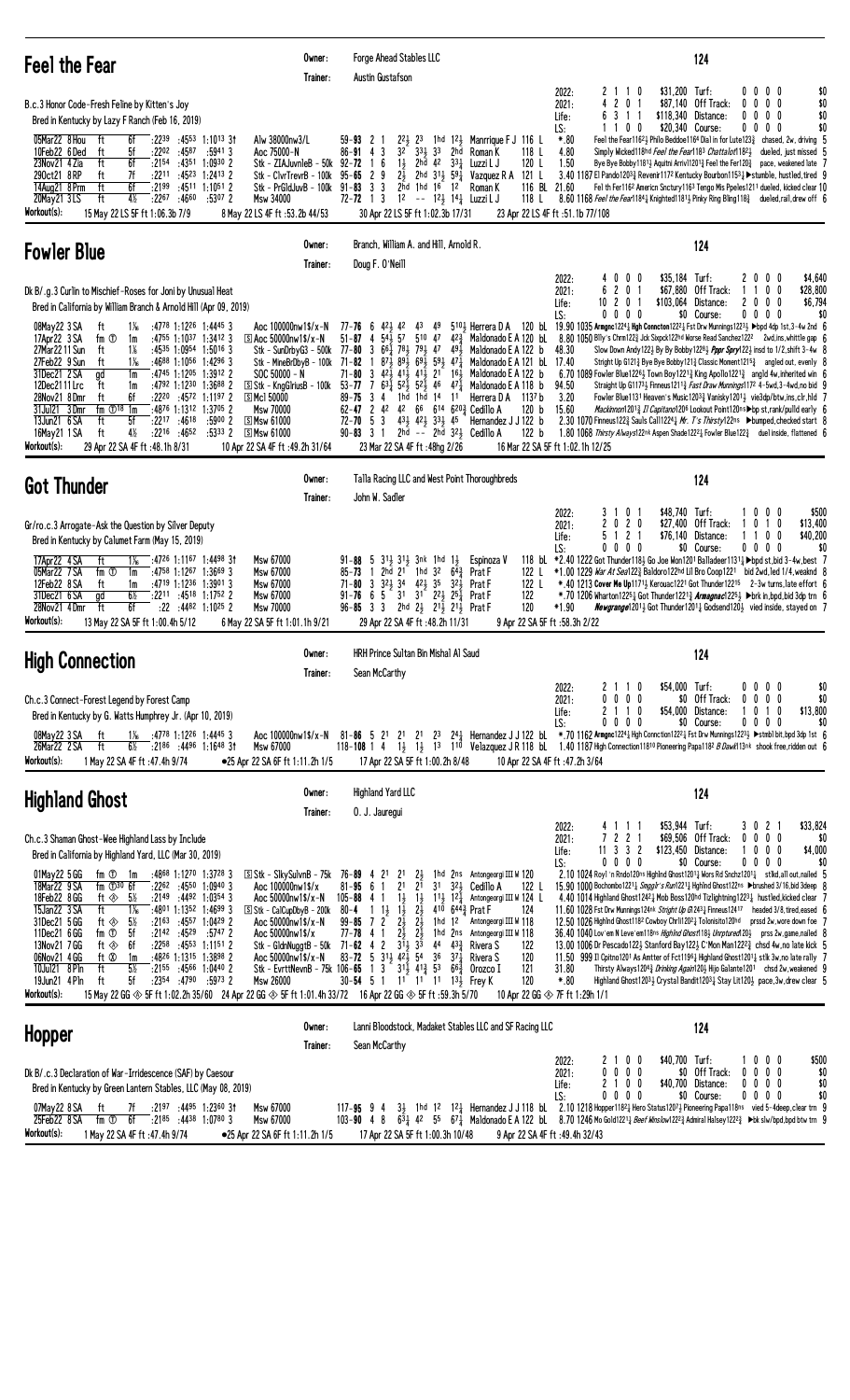## Feel the Fear

Owner: Forge Ahead Stables LLC
Trainer: Austin Gustafson

124

B.c.3 Honor Code-Fresh Feline by Kitten's Joy
Bred in Kentucky by Lazy F Ranch (Feb 16, 2019)

| | Starts | 1st | 2nd | 3rd | Earnings | | | | | | |
|---|---|---|---|---|---|---|---|---|---|---|---|
| 2022: | 2 | 1 | 1 | 0 | $31,200 | Turf: | 0 | 0 | 0 | 0 | $0 |
| 2021: | 4 | 2 | 0 | 1 | $87,140 | Off Track: | 0 | 0 | 0 | 0 | $0 |
| Life: | 6 | 3 | 1 | 1 | $118,340 | Distance: | 0 | 0 | 0 | 0 | $0 |
| LS: | 1 | 1 | 0 | 0 | $20,340 | Course: | 0 | 0 | 0 | 0 | $0 |

05Mar22 8 Hou ft 6f :22³⁹ :45⁵³ 1:10¹³ 3↑ Alw 38000nw3/L 59-93 2 1 2²½ 2³ 1hd 1²½ Manrrique F J 116 L *.80 Feel the Fear116²½ Philo Beddoe116⁴ Dial in for Lute123½ chased, 2w, driving 5
10Feb22 6 Ded ft 5f :22⁰² :45⁸⁷ :59⁴¹ 3 Aoc 75000-N 86-91 4 3 3² 3³½ 3³ 2hd Roman K 118 L 4.80 Simply Wicked118hd Feel the Fear118³ Chattalott118²½ dueled, just missed 5
23Nov21 4 Zia ft 6f :21⁵⁴ :43⁵¹ 1:09³⁰ 2 Stk - ZIAJuvnleB - 50k 92-72 1 6 1½ 2hd 4² 3³¼ Luzzi L J 120 L 1.50 Bye Bye Bobby118¹½ Aquitni Arriv1120¹½ Feel the Fer120½ pace, weakened late 7
29Oct21 8 RP ft 7f :22¹¹ :45²³ 1:24¹³ 2 Stk - ClvrTrevrB - 100k 95-65 2 9 2½ 2hd 3¹½ 5⁹¼ Vazquez R A 121 L 3.40 1187 El Pando1203¾ Revenir117² Kentucky Bourbon115³½ ▶stumble, hustled, tired 9
14Aug21 8 Prm ft 6f :21⁹⁹ :45¹¹ 1:10⁵¹ 2 Stk - PrGldJuvB - 100k 91-83 3 3 2hd 1hd 1⁶ 1² Roman K 116 BL 21.60 Fel th Fer116² Americn Snctury116³ Tengo Mis Ppeles121¹ dueled, kicked clear 10
20May21 3 LS ft 4½ :22⁶⁷ :46⁶⁰ :53⁰⁷ 2 Msw 34000 72-72 1 3 1² -- 1²½ 1⁴¾ Luzzi L J 118 L 8.60 1168 Feel the Fear118⁴¾ Knighted118¹½ Pinky Ring Bling118½ dueled,rail,drew off 6

**Workout(s):** 15 May 22 LS 5F ft 1:06.3b 7/9 | 8 May 22 LS 4F ft :53.2b 44/53 | 30 Apr 22 LS 5F ft 1:02.3b 17/31 | 23 Apr 22 LS 4F ft :51.1b 77/108

## Fowler Blue

Owner: Branch, William A. and Hill, Arnold R.
Trainer: Doug F. O'Neill

124

Dk B/.g.3 Curlin to Mischief-Roses for Joni by Unusual Heat
Bred in California by William Branch & Arnold Hill (Apr 09, 2019)

| | Starts | 1st | 2nd | 3rd | Earnings | | | | | | |
|---|---|---|---|---|---|---|---|---|---|---|---|
| 2022: | 4 | 0 | 0 | 0 | $35,184 | Turf: | 2 | 0 | 0 | 0 | $4,640 |
| 2021: | 6 | 2 | 0 | 1 | $67,880 | Off Track: | 1 | 1 | 0 | 0 | $28,800 |
| Life: | 10 | 2 | 0 | 1 | $103,064 | Distance: | 2 | 0 | 0 | 0 | $6,794 |
| LS: | 0 | 0 | 0 | 0 | $0 | Course: | 0 | 0 | 0 | 0 | $0 |

08May22 3 SA ft 1⅛ :47⁷⁸ 1:12²⁶ 1:44⁴⁵ 3 Aoc 100000nw1$/x-N 77-76 6 4²½ 4² 4³ 4⁹ 5¹⁰½ Herrera D A 120 bL 19.90 1035 Armgnc122⁴½ High Connction122²½ Fst Drw Munnings122³½ ▶bpd 4dp 1st,3-4w 2nd 6
17Apr22 3 SA fm ⓣ 1m :47⁵⁵ 1:10³⁷ 1:34¹² 3 Ⓢ Aoc 50000nw1$/x-N 51-87 4 5⁴½ 5⁷ 5¹⁰ 4⁷ 4²¾ Maldonado E A 120 bL 8.80 1050 Blly's Chrm122½ Jck Sixpck122hd Morse Read Sanchez122² 2wd,ins,whittle gap 6
27Mar22 11 Sun ft 1⅛ :45³⁵ 1:09⁵⁴ 1:50¹⁶ 3 Stk - SunDrbyG3 - 500k 77-80 3 6⁶½ 7⁸½ 7⁹½ 4⁷ 4⁹½ Maldonado E A 122 b 48.30 Slow Down Andy122½ By By Bobby122⁸½ Pppr Spry122½ insd to 1/2,shift 3-4w 8
27Feb22 9 Sun ft 1⅛ :46⁸⁸ 1:10⁵⁶ 1:42⁹⁶ 3 Stk - MineBrDbyB - 100k 71-82 1 8⁷½ 8⁹½ 6⁹½ 5⁹½ 4⁷¼ Maldonado E A 121 bL 17.40 Stright Up G121½ Bye Bye Bobby121½ Classic Moment1215½ angled out, evenly 8
31Dec21 2 SA gd 1m :47⁴⁵ 1:12⁰⁵ 1:39¹² 2 SOC 50000 - N 71-80 3 4²½ 4¹½ 4¹½ 2¹ 1⁶½ Maldonado E A 122 b 6.70 1089 Fowler Blue122⁶½ Town Boy1221½ King Apollo1221½ angld 4w,inherited win 6
12Dec21 11 Lrc ft 1m :47⁹² 1:12³⁰ 1:36⁸⁸ 2 Ⓢ Stk - KngGlriusB - 100k 53-77 7 6³½ 5²½ 5²½ 4⁶ 4⁷¾ Maldonado E A 118 b 94.50 Straight Up G1173½ Finneus121½ Fast Draw Munnings117² 4-5wd,3-4wd,no bid 9
28Nov21 8 Dmr ft 6f :22²⁰ :45⁷² 1:11⁹⁷ 2 Ⓢ Mcl 50000 89-75 3 4 1hd 1hd 1⁴ 1¹ Herrera D A 1137 b 3.20 Fowler Blue1131 Heaven's Music1203½ Vanisky1201½ vie3dp/btw,ins,clr,hld 7
31Jul21 3 Dmr fm ⓣ¹⁸ 1m :48⁷⁶ 1:13¹² 1:37⁰⁵ 2 Msw 70000 62-47 2 4² 4² 6⁶ 6¹⁴ 6²⁰¾ Cedillo A 120 b 15.60 Mackinnon1201½ Il Capitano120⁶ Lookout Point120ns ▶bp st,rank/pulld early 6
13Jun21 6 SA ft 5f :22¹⁷ :46¹⁸ :59⁰⁰ 2 Ⓢ Msw 61000 72-70 5 3 4³½ 4²½ 3³½ 4⁵ Hernandez J J 122 b 2.30 1070 Finneus122½ Sauls Call1224½ Mr. T's Thirsty122ns ▶bumped,checked start 8
16May21 1 SA ft 4½ :22¹⁶ :46⁵² :53³³ 2 Ⓢ Msw 61000 90-83 3 1 2hd -- 2hd 3²½ Cedillo A 122 b 1.80 1068 Thirsty Always122nk Aspen Shade122²½ Fowler Blue122½ duel inside, flattened 6

**Workout(s):** 29 Apr 22 SA 4F ft :48.1h 8/31 | 10 Apr 22 SA 4F ft :49.2h 31/64 | 23 Mar 22 SA 4F ft :48hg 2/26 | 16 Mar 22 SA 5F ft 1:02.1h 12/25

## Got Thunder

Owner: Talla Racing LLC and West Point Thoroughbreds
Trainer: John W. Sadler

124

Gr/ro.c.3 Arrogate-Ask the Question by Silver Deputy
Bred in Kentucky by Calumet Farm (May 15, 2019)

| | Starts | 1st | 2nd | 3rd | Earnings | | | | | | |
|---|---|---|---|---|---|---|---|---|---|---|---|
| 2022: | 3 | 1 | 0 | 1 | $48,740 | Turf: | 1 | 0 | 0 | 0 | $500 |
| 2021: | 2 | 0 | 2 | 0 | $27,400 | Off Track: | 1 | 0 | 1 | 0 | $13,400 |
| Life: | 5 | 1 | 2 | 1 | $76,140 | Distance: | 1 | 1 | 0 | 0 | $40,200 |
| LS: | 0 | 0 | 0 | 0 | $0 | Course: | 0 | 0 | 0 | 0 | $0 |

17Apr22 4 SA ft 1⅛ :47⁷⁸ 1:11⁶⁷ 1:44⁹⁸ 3↑ Msw 67000 91-88 5 3¹½ 3¹½ 3nk 1hd 1½ Espinoza V 118 bL *2.40 1222 Got Thunder118½ Go Joe Mon120¹ Balladeer1131¼ ▶bpd st,bid 3-4w,best 7
05Mar22 7 SA fm ⓣ 1m :47⁵⁸ 1:12⁶⁷ 1:36⁶⁹ 3 Msw 67000 85-73 1 2hd 2¹ 1hd 3² 6⁴¾ Prat F 122 L *1.00 1229 War At Sea122½ Baldoro122hd Lil Bro Coop122¹ bid 2wd,led 1/4,weakd 8
12Feb22 8 SA ft 1m :47¹⁹ 1:12³⁶ 1:39⁰¹ 3 Msw 67000 71-80 3 3²½ 3⁴ 4²½ 3⁵ 3²½ Prat F 122 L *.40 1213 Cover Me Up1171¼ Kerouac122¹ Got Thunder122¹⁵ 2-3w turns,late effort 6
31Dec21 6 SA gd 6½ :22¹¹ :45¹⁸ 1:17⁵² 2 Msw 67000 91-76 6 5 3¹ 3¹ 2²½ 2⁵¼ Prat F 122 *.70 1206 Wharton1225¼ Got Thunder1221¾ Armagnac1225½ ▶brk in,bpd,bid 3dp trn 6
28Nov21 4 Dmr ft 6f :22 :44⁸² 1:10²⁵ 2 Msw 70000 96-85 3 3 2hd 2½ 2¹½ 2¹½ Prat F 120 *1.90 Newgrange1201½ Got Thunder1201½ Godsend120½ vied inside, stayed on 7

**Workout(s):** 13 May 22 SA 5F ft 1:00.4h 5/12 | 6 May 22 SA 5F ft 1:01.1h 9/21 | 29 Apr 22 SA 4F ft :48.2h 11/31 | 9 Apr 22 SA 5F ft :58.3h 2/22

## High Connection

Owner: HRH Prince Sultan Bin Mishal Al Saud
Trainer: Sean McCarthy

124

Ch.c.3 Connect-Forest Legend by Forest Camp
Bred in Kentucky by G. Watts Humphrey Jr. (Apr 10, 2019)

| | Starts | 1st | 2nd | 3rd | Earnings | | | | | | |
|---|---|---|---|---|---|---|---|---|---|---|---|
| 2022: | 2 | 1 | 1 | 0 | $54,000 | Turf: | 0 | 0 | 0 | 0 | $0 |
| 2021: | 0 | 0 | 0 | 0 | $0 | Off Track: | 0 | 0 | 0 | 0 | $0 |
| Life: | 2 | 1 | 1 | 0 | $54,000 | Distance: | 1 | 0 | 1 | 0 | $13,800 |
| LS: | 0 | 0 | 0 | 0 | $0 | Course: | 0 | 0 | 0 | 0 | $0 |

08May22 3 SA ft 1⅛ :47⁷⁸ 1:12²⁶ 1:44⁴⁵ 3 Aoc 100000nw1$/x-N 81-86 5 2¹ 2¹ 2¹ 2³ 2⁴¼ Hernandez J J 122 bL *.70 1162 Armgnc1224¼ High Connction1222½ Fst Drw Munnings1223½ ▶stmbl bit,bpd 3dp 1st 6
26Mar22 2 SA ft 6½ :21⁸⁶ :44⁹⁶ 1:16⁴⁸ 3↑ Msw 67000 118-108 1 4 1½ 1½ 1³ 1¹⁰ Velazquez J R 118 bL 1.40 1187 High Connection118¹⁰ Pioneering Papa118² B Dawi113nk shook free,ridden out 6

**Workout(s):** 1 May 22 SA 4F ft :47.4h 9/74 | •25 Apr 22 SA 6F ft 1:11.2h 1/5 | 17 Apr 22 SA 5F ft 1:00.2h 8/48 | 10 Apr 22 SA 4F ft :47.2h 3/64

## Highland Ghost

Owner: Highland Yard LLC
Trainer: O. J. Jauregui

124

Ch.c.3 Shaman Ghost-Wee Highland Lass by Include
Bred in California by Highland Yard, LLC (Mar 30, 2019)

| | Starts | 1st | 2nd | 3rd | Earnings | | | | | | |
|---|---|---|---|---|---|---|---|---|---|---|---|
| 2022: | 4 | 1 | 1 | 1 | $53,944 | Turf: | 3 | 0 | 2 | 1 | $33,824 |
| 2021: | 7 | 2 | 2 | 1 | $69,506 | Off Track: | 0 | 0 | 0 | 0 | $0 |
| Life: | 11 | 3 | 3 | 2 | $123,450 | Distance: | 1 | 0 | 0 | 0 | $4,000 |
| LS: | 0 | 0 | 0 | 0 | $0 | Course: | 0 | 0 | 0 | 0 | $0 |

01May22 5 GG fm ⓣ 1m :48⁶⁸ 1:12⁷⁰ 1:37²⁸ 3 Ⓢ Stk - SlkySulvnB - 75k 76-89 4 2¹ 2¹ 2½ 1hd 2ns Antongeorgi III W 120 2.10 1024 Royl 'n Rndo120ns Highlnd Ghost1201½ Mors Rd Snchz1201½ stlkd,all out,nailed 5
18Mar22 9 SA fm ⓣ³⁰ 6f :22⁶² :45⁵⁰ 1:09⁴⁰ 3 Aoc 100000nw1$/x 81-95 6 1 2¹ 2¹ 3¹ 3²½ Cedillo A 122 L 15.90 1000 Bochombo1221¼ Snggl'r's Run1221¼ Highlnd Ghost122ns ▶brushed 3/16,bid 3deep 8
18Feb22 8 GG ft ◈ 5½ :21⁴⁹ :44⁹² 1:03⁵⁴ 3 Aoc 50000nw1$/x-N 105-88 4 1 1½ 1½ 1¹½ 1²¾ Antongeorgi III W 124 L 4.40 1014 Highland Ghost1242¾ Mob Boss120hd Tizlightning1223½ hustled,kicked clear 7
15Jan22 3 SA ft 1⅛ :48⁰¹ 1:13⁵² 1:46⁹⁹ 3 Ⓢ Stk - CalCupDbyB - 200k 80-4 1 1½ 1½ 2½ 4¹⁰ 6⁴⁴¾ Prat F 124 11.60 1028 Fst Drw Munnings124nk Stright Up G1243½ Finneus12417 headed 3/8,tired,eased 6
31Dec21 5 GG ft ◈ 5½ :21⁶³ :45⁵⁷ 1:04²⁹ 2 Aoc 50000nw1$/x-N 99-85 7 2 2½ 2½ 1hd 1² Antongeorgi III W 118 12.50 1026 Highlnd Ghost118² Cowboy Chrli1202½ Tolonisito120hd prssd 2w,wore down foe 7
11Dec21 6 GG fm ⓣ 5f :21⁴² :45²⁹ :57⁴⁷ 2 Aoc 50000nw1$/x 77-78 4 1 2½ 2½ 1hd 2ns Antongeorgi III W 118 36.40 1040 Lov'em N Leve'em118ns Highlnd Ghost118½ Unrptured120½ prss 2w,game,nailed 8
13Nov21 7 GG ft ◈ 6f :22⁵⁸ :45⁵³ 1:11⁵¹ 2 Stk - GldnNuggtB - 50k 71-62 4 2 3¹½ 3³ 4⁴ 4³¾ Rivera S 122 13.00 1006 Dr Pescado122½ Stanford Bay122½ C'Mon Man1222½ chsd 4w,no late kick 5
06Nov21 4 GG ft ⓧ 1m :48²⁶ 1:13¹⁵ 1:38⁹⁸ 2 Aoc 50000nw1$/x-N 83-72 5 3¹½ 4²½ 5⁴ 3⁶ 3⁷½ Rivera S 120 11.50 999 Il Cpitno120¹ As Amtter of Fct119⁶½ Highland Ghost1201½ stlk 3w,no late rally 7
10Jul21 8 Pln ft 5½ :21⁵⁵ :45⁶⁶ 1:04⁴⁰ 2 Stk - EvrttNevnB - 75k 106-65 1 3 3¹½ 4¹½ 5³ 6⁶¾ Orozco I 121 31.80 Thirsty Always120⁴½ Drinking Again120½ Hijo Galante120¹ chsd 2w,weakened 9
19Jun21 4 Pln ft 5f :23⁵⁴ :47⁹⁰ :59⁷³ 2 Msw 26000 30-54 5 1 1¹ 1¹ 1³ 1³½ Frey K 120 *.80 Highland Ghost1203½ Crystal Bandit1203½ Stay Lit120½ pace,3w,drew clear 5

**Workout(s):** 15 May 22 GG ◈ 5F ft 1:02.2h 35/60 | 24 Apr 22 GG ◈ 5F ft 1:01.4h 33/72 | 16 Apr 22 GG ◈ 5F ft :59.3h 5/70 | 10 Apr 22 GG ◈ 7F ft 1:29h 1/1

## Hopper

Owner: Lanni Bloodstock, Madaket Stables LLC and SF Racing LLC
Trainer: Sean McCarthy

124

Dk B/.c.3 Declaration of War-Irridescence (SAF) by Caesour
Bred in Kentucky by Green Lantern Stables, LLC (May 08, 2019)

| | Starts | 1st | 2nd | 3rd | Earnings | | | | | | |
|---|---|---|---|---|---|---|---|---|---|---|---|
| 2022: | 2 | 1 | 0 | 0 | $40,700 | Turf: | 1 | 0 | 0 | 0 | $500 |
| 2021: | 0 | 0 | 0 | 0 | $0 | Off Track: | 0 | 0 | 0 | 0 | $0 |
| Life: | 2 | 1 | 0 | 0 | $40,700 | Distance: | 0 | 0 | 0 | 0 | $0 |
| LS: | 0 | 0 | 0 | 0 | $0 | Course: | 0 | 0 | 0 | 0 | $0 |

07May22 8 SA ft 7f :21⁹⁷ :44⁹⁵ 1:23⁶⁰ 3↑ Msw 67000 117-95 9 4 3½ 1hd 1² 1²¼ Hernandez J J 118 bL 2.10 1218 Hopper118²¼ Hero Status120⁷½ Pioneering Papa118ns vied 5-4deep,clear trn 9
25Feb22 8 SA fm ⓣ 6f :21⁸⁵ :43⁸⁸ 1:07⁸⁰ 3 Msw 67000 103-90 4 8 6³¼ 4² 5⁵ 6⁷¾ Maldonado E A 122 bL 8.70 1246 No Gold1221½ Beef Winslow1222¾ Admiral Halsey1222¾ ▶bk slw/bpd,bpd btw trn 9

**Workout(s):** 1 May 22 SA 4F ft :47.4h 9/74 | •25 Apr 22 SA 6F ft 1:11.2h 1/5 | 17 Apr 22 SA 5F ft 1:00.3h 10/48 | 9 Apr 22 SA 4F ft :49.4h 32/43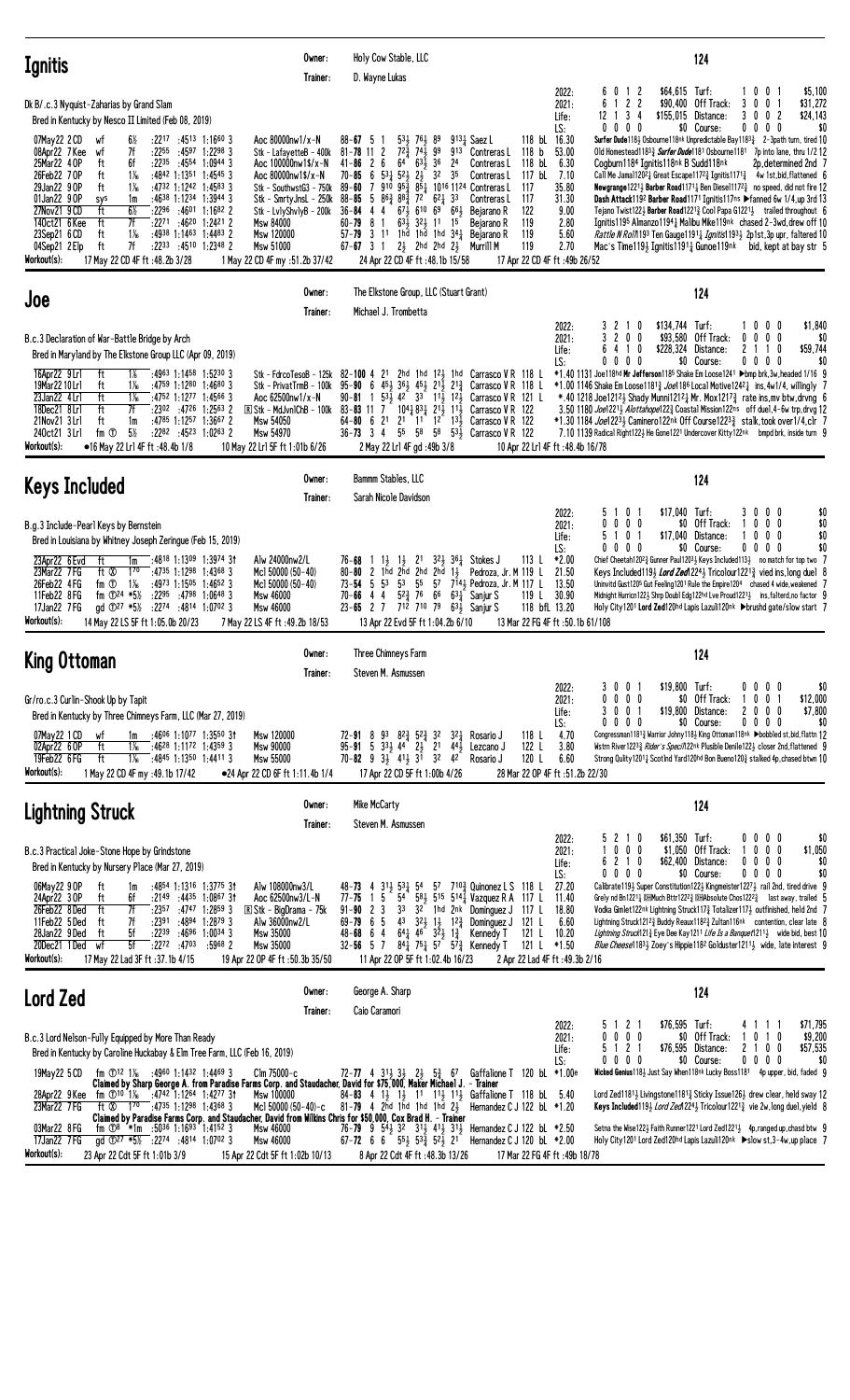## Ignitis

Owner: Holy Cow Stable, LLC
Trainer: D. Wayne Lukas

**124**

Dk B/.c.3 Nyquist-Zaharias by Grand Slam
Bred in Kentucky by Nesco II Limited (Feb 08, 2019)

| | Starts | 1st | 2nd | 3rd | Earnings | | Starts | 1st | 2nd | 3rd | Earnings |
|---|---|---|---|---|---|---|---|---|---|---|---|
| 2022: | 6 | 0 | 1 | 2 | $64,615 | Turf: | 1 | 0 | 0 | 1 | $5,100 |
| 2021: | 6 | 1 | 2 | 2 | $90,400 | Off Track: | 3 | 0 | 0 | 1 | $31,272 |
| Life: | 12 | 1 | 3 | 4 | $155,015 | Distance: | 3 | 0 | 0 | 2 | $24,143 |
| LS: | 0 | 0 | 0 | 0 | $0 | Course: | 0 | 0 | 0 | 0 | $0 |

```
07May22 2CD  wf  6½  :2217 :4513 1:1660 3   Aoc 80000nw1/x-N        88-67 5 1  5¾ 7⁶½ 8⁹  913¼ Saez L         118 bL 16.30  Surfer Dude118½ Osbourne118nk Unpredictable Bay118¾  2-3path turn, tired 10
08Apr22 7Kee wf  7f  :2255 :4597 1:2298 3   Stk - LafayetteB - 400k 81-78 11 2 7²¾ 7⁴½ 9⁹  913  Contreras L    118 b  53.00  Old Homestead118¾ Surfer Dude1181 Osbourne1181  7p into lane, thru 1/2 12
25Mar22 4OP  ft  6f  :2235 :4554 1:0944 3   Aoc 100000nw1$/x-N      41-86 2 6  6⁴  6³½ 3⁶  2⁴   Contreras L    118 bL 6.30   Cogburn118⁴ Ignitis118nk B Sudd118nk  2p,determined 2nd 7
26Feb22 7OP  ft  1⅛  :4842 1:1351 1:4545 3  Aoc 80000nw1$/x-N        70-85 6 5³½ 5²½ 2½ 3²  3⁵   Contreras L    117 bL 7.10   Call Me Jamal1202½ Great Escape1172¾ Ignitis1171¾  4w 1st,bid,flattened 6
29Jan22 9OP  ft  1⅛  :4732 1:1242 1:4583 3  Stk - SouthwstG3 - 750k 89-60 7 9¹⁰ 9⁵¾ 8⁵¾ 10¹⁶ 11²⁴ Contreras L  117    35.80  Newgrange1221¾ Barber Road1171¼ Ben Diesel1172½  no speed, did not fire 12
01Jan22 9OP  sys 1m  :4638 1:1234 1:3944 3  Stk - SmrtyJnsL - 250k 88-85 5 8⁶½ 8⁸½ 7² 6²¾ 3³  Contreras L    117    31.30  Dash Attack1192 Barber Road1171 Ignitis117ns ▶fanned 6w 1/4,up 3rd 13
27Nov21 9CD  ft  6½  :2296 :4601 1:1682 2  Stk - LvlySlvlyB - 200k 36-84 4 4  6⁷½ 6¹⁰ 6⁹  6⁸½ Bejarano R   122    9.00   Tejano Twist122¾ Barber Road122½ Cool Papa G1221½  trailed throughout 6
14Oct21 6Kee ft  7f  :2271 :4620 1:2421 2  Msw 84000              60-79 8 1  6³½ 3²½ 1¹  1⁵   Bejarano R     119    2.80   Ignitis1195 Almanzo1194½ Malibu Mike119nk  chased 2-3wd,drew off 10
23Sep21 6CD  ft  1⅛  :4938 1:1463 1:4483 2  Msw 120000             57-79 3 11 1hd 1hd 1hd 3⁴¼ Bejarano R     119    5.60   Rattle N Roll1193 Ten Gauge1191¼ Ignitis1193¼ 2p1st,3p upr, faltered 10
04Sep21 2Elp ft  7f  :2233 :4510 1:2348 2   Msw 51000              67-67 3 1  2½ 2hd 2hd 2½  Murrill M      119    2.70   Mac's Time119½ Ignitis1191¾ Gunoe119nk  bid, kept at bay str 5
```

Workout(s): 17 May 22 CD 4F ft :48.2b 3/28 | 1 May 22 CD 4F my :51.2b 37/42 | 24 Apr 22 CD 4F ft :48.1b 15/58 | 17 Apr 22 CD 4F ft :49b 26/52

## Joe

Owner: The Elkstone Group, LLC (Stuart Grant)
Trainer: Michael J. Trombetta

**124**

B.c.3 Declaration of War-Battle Bridge by Arch
Bred in Maryland by The Elkstone Group LLC (Apr 09, 2019)

| | Starts | 1st | 2nd | 3rd | Earnings | | Starts | 1st | 2nd | 3rd | Earnings |
|---|---|---|---|---|---|---|---|---|---|---|---|
| 2022: | 3 | 2 | 1 | 0 | $134,744 | Turf: | 1 | 0 | 0 | 0 | $1,840 |
| 2021: | 3 | 2 | 0 | 0 | $93,580 | Off Track: | 0 | 0 | 0 | 0 | $0 |
| Life: | 6 | 4 | 1 | 0 | $228,324 | Distance: | 2 | 1 | 1 | 0 | $59,744 |
| LS: | 0 | 0 | 0 | 0 | $0 | Course: | 0 | 0 | 0 | 0 | $0 |

```
16Apr22 9Lrl  ft  1⅛  :4963 1:1458 1:5230 3  Stk - FdrcoTesoB - 125k 82-100 4 2¹ 2hd 1hd 1²½ 1hd Carrasco V R 118 L *1.40 1131 Joe118hd Mr Jefferson1185 Shake Em Loose1241 ▶bmp brk,3w,headed 1/16 9
19Mar22 10Lrl ft  1⅛  :4759 1:1280 1:4680 3  Stk - PrivatTrmB - 100k 95-90 6 4⁵½ 3⁶½ 4⁵½ 2¹½ 2¹¾ Carrasco V R 118 L *1.00 1146 Shake Em Loose1181¾ Joe1186 Local Motive1242¼ ins,4w1/4, willingly 7
23Jan22 4Lrl  ft  1⅛  :4752 1:1277 1:4566 3  Aoc 62500nw1/x-N        90-81 1 5³½ 4² 3³ 1¹½ 1²½ Carrasco V R 121 L *.40 1218 Joe1212½ Shady Munnl1212¾ Mr. Mox1217¾ rate ins,mv btw,drvng 6
18Dec21 8Lrl  ft  7f  :2302 :4726 1:2563 2  ⓡ Stk - MdJvnlChB - 100k 83-83 11 7 10⁴½ 8³¼ 2¹½ 1¹½ Carrasco V R 122 3.50 1180 Joe1221½ Allottahope122¾ Coastal Mission122ns off duel,4-6w trp,drvg 12
21Nov21 3Lrl  ft  1m  :4785 1:1257 1:3667 2  Msw 54050              64-80 6 2¹ 2¹ 1¹ 1² 1³½ Carrasco V R 122 *1.30 1184 Joe1223½ Caminero122nk Off Course1223¾ stalk,took over1/4,clr 7
24Oct21 3Lrl  fm ⓣ 5½ :2282 :4523 1:0263 2  Msw 54970              36-73 3 4  5⁵  5⁸  5⁸  5³½ Carrasco V R 122 7.10 1139 Radical Right122½ He Gone1221 Undercover Kitty122nk bmpd brk, inside turn 9
```

Workout(s): ●16 May 22 Lrl 4F ft :48.4b 1/8 | 10 May 22 Lrl 5F ft 1:01b 6/26 | 2 May 22 Lrl 4F gd :49b 3/8 | 10 Apr 22 Lrl 4F ft :48.4b 16/78

## Keys Included

Owner: Bammm Stables, LLC
Trainer: Sarah Nicole Davidson

**124**

B.g.3 Include-Pearl Keys by Bernstein
Bred in Louisiana by Whitney Joseph Zeringue (Feb 15, 2019)

| | Starts | 1st | 2nd | 3rd | Earnings | | Starts | 1st | 2nd | 3rd | Earnings |
|---|---|---|---|---|---|---|---|---|---|---|---|
| 2022: | 5 | 1 | 0 | 1 | $17,040 | Turf: | 3 | 0 | 0 | 0 | $0 |
| 2021: | 0 | 0 | 0 | 0 | $0 | Off Track: | 1 | 0 | 0 | 0 | $0 |
| Life: | 5 | 1 | 0 | 1 | $17,040 | Distance: | 1 | 0 | 0 | 0 | $0 |
| LS: | 0 | 0 | 0 | 0 | $0 | Course: | 0 | 0 | 0 | 0 | $0 |

```
23Apr22 6Evd  ft    1m  :4818 1:1309 1:3974 3†  Alw 24000nw2/L     76-68 1 1½ 1½ 2¹ 3²½ 3⁶¼ Stokes J            113 L  *2.00  Chief Cheetah1202¾ Gunner Paul12013 Keys Included113¼  no match for top two 7
23Mar22 7FG   ft ⓣ  1⁷⁰ :4735 1:1298 1:4368 3   Mcl 50000 (50-40)  80-80 2 1hd 2hd 2hd 1hd 1½ Pedroza, Jr. M 119 L 21.50  Keys Included119½ Lord Zed1224¼ Tricolour1221¾ vied ins,long duel 8
25Feb22 4FG   fm ⓣ  1⅛  :4973 1:1505 1:4652 3   Mcl 50000 (50-40)  73-54 5 5³ 5³ 5⁵ 5⁷ 7¹⁴½ Pedroza, Jr. M 117 L 13.50  Uninvitd Gust1205 Gut Feeling1201 Rule the Empire1204  chased 4 wide,weakened 7
11Feb22 8FG   fm ⓣ24 *5½ :2295 :4798 1:0648 3  Msw 46000           70-66 4 4 5²¾ 7⁶ 6⁶ 6³¼ Sanjur S          119 L  30.90  Midnight Hurricn122½ Shrp Doubl Edg122hd Lve Proud1221½  ins, falterd,no factor 9
17Jan22 7FG   gd ⓣ27 *5½ :2274 :4814 1:0702 3  Msw 46000           23-65 2 7 7¹² 7¹⁰ 7⁹ 6³½ Sanjur S          118 bfL 13.20  Holy City1201 Lord Zed120hd Lapis Lazuli120nk ▶brushd gate/slow start 7
```

Workout(s): 14 May 22 LS 5F ft 1:05.0b 20/23 | 7 May 22 LS 4F ft :49.2b 18/53 | 13 Apr 22 Evd 5F ft 1:04.2b 6/10 | 13 Mar 22 FG 4F ft :50.1b 61/108

## King Ottoman

Owner: Three Chimneys Farm
Trainer: Steven M. Asmussen

**124**

Gr/ro.c.3 Curlin-Shook Up by Tapit
Bred in Kentucky by Three Chimneys Farm, LLC (Mar 27, 2019)

| | Starts | 1st | 2nd | 3rd | Earnings | | Starts | 1st | 2nd | 3rd | Earnings |
|---|---|---|---|---|---|---|---|---|---|---|---|
| 2022: | 3 | 0 | 0 | 1 | $19,800 | Turf: | 0 | 0 | 0 | 0 | $0 |
| 2021: | 0 | 0 | 0 | 0 | $0 | Off Track: | 1 | 0 | 0 | 1 | $12,000 |
| Life: | 3 | 0 | 0 | 1 | $19,800 | Distance: | 2 | 0 | 0 | 0 | $7,800 |
| LS: | 0 | 0 | 0 | 0 | $0 | Course: | 0 | 0 | 0 | 0 | $0 |

```
07May22 1CD  wf  1m  :4606 1:1077 1:3550 3†  Msw 120000  72-91 8 9³ 8²¾ 5²¾ 3²  3²¼ Rosario J   118 L 4.70  Congressman1181¾ Warrior Johny118½ King Ottoman118nk ▶bobbled st,bid,flattn 12
02Apr22 6OP  ft  1⅛  :4628 1:1172 1:4359 3   Msw 90000   95-91 5 3³½ 4⁴ 2½ 2¹  4⁴½ Leccano J   122 L 3.80  Wstrn Rivr1223¾ Rider's Speci122nk Plusible Denile122½ closer 2nd,flattened 9
19Feb22 6FG  ft  1⅛  :4845 1:1350 1:4411 3   Msw 55000   70-82 9 3½ 4¹½ 3¹ 3²  4²  Rosario J   120 L 6.60  Strong Qulity1201¼ Scotlnd Yard120hd Bon Bueno120½ stalked 4p,chased btwn 10
```

Workout(s): 1 May 22 CD 4F my :49.1b 17/42 | ●24 Apr 22 CD 6F ft 1:11.4b 1/4 | 17 Apr 22 CD 5F ft 1:00b 4/26 | 28 Mar 22 OP 4F ft :51.2b 22/30

## Lightning Struck

Owner: Mike McCarty
Trainer: Steven M. Asmussen

**124**

B.c.3 Practical Joke-Stone Hope by Grindstone
Bred in Kentucky by Nursery Place (Mar 27, 2019)

| | Starts | 1st | 2nd | 3rd | Earnings | | Starts | 1st | 2nd | 3rd | Earnings |
|---|---|---|---|---|---|---|---|---|---|---|---|
| 2022: | 5 | 2 | 1 | 0 | $61,350 | Turf: | 0 | 0 | 0 | 0 | $0 |
| 2021: | 1 | 0 | 0 | 0 | $1,050 | Off Track: | 1 | 0 | 0 | 0 | $1,050 |
| Life: | 6 | 2 | 1 | 0 | $62,400 | Distance: | 0 | 0 | 0 | 0 | $0 |
| LS: | 0 | 0 | 0 | 0 | $0 | Course: | 0 | 0 | 0 | 0 | $0 |

```
06May22 9OP  ft  1m  :4854 1:1316 1:3775 3†  Alw 108000nw3/L        48-73 4 3¹½ 5³½ 5⁴ 5⁷ 7¹⁰¾ Quinonez L S 118 L 27.20  Calibrate119½ Super Constitution122¾ Kingmeister1227¼ rail 2nd, tired drive 9
24Apr22 3OP  ft  6f  :2149 :4435 1:0867 3†   Aoc 62500nw3/L-N       77-75 1 5 5⁴ 5⁸½ 5¹⁵ 5¹⁴¾ Vazquez R A 117 L 11.40  Grely nd Bn1221¼ ⓢMuch Bttr1223¼ ⓢAbsolute Chos1222¼  last away, trailed 5
26Feb22 8Ded ft  7f  :2357 :4747 1:2859 3    ⓡ Stk - BigDrama - 75k 91-90 2 3 3³ 3² 1hd 2nk Dominguez J 117 L 18.80 Vodka Gimlet122nk Lightning Struck117¾ Totalizer117½ outfinished, held 2nd 7
11Feb22 5Ded ft  7f  :2391 :4894 1:2879 3    Alw 36000nw2/L         69-79 6 5 4³ 3²½ 1½ 1²¾ Dominguez J 121 L 6.60 Lightning Struck1212¾ Buddy Reaux118²½ Zultan116nk  contention, clear late 8
28Jan22 9Ded ft  5f  :2239 :4696 1:0034 3    Msw 35000              48-68 6 4 6⁴½ 4⁶ 3²½ 1¾ Kennedy T 121 L 10.20 Lightning Struck121¾ Eye Dee Kay1211 Life Is a Banquet1211½  wide bid, best 10
20Dec21 1Ded wf  5f  :2272 :4703 :5968 2     Msw 35000              32-56 5 7 8⁴¼ 7⁵½ 5⁷ 5⁷¾ Kennedy T 121 L *1.50 Blue Cheese1181½ Zoey's Hippie118² Goldster1211½  wide, late interest 9
```

Workout(s): 17 May 22 Lad 3F ft :37.1b 4/15 | 19 Apr 22 OP 4F ft :50.3b 35/50 | 11 Apr 22 OP 5F ft 1:02.4b 16/23 | 2 Apr 22 Lad 4F ft :49.3b 2/16

## Lord Zed

Owner: George A. Sharp
Trainer: Caio Caramori

**124**

B.c.3 Lord Nelson-Fully Equipped by More Than Ready
Bred in Kentucky by Caroline Huckabay & Elm Tree Farm, LLC (Feb 16, 2019)

| | Starts | 1st | 2nd | 3rd | Earnings | | Starts | 1st | 2nd | 3rd | Earnings |
|---|---|---|---|---|---|---|---|---|---|---|---|
| 2022: | 5 | 1 | 2 | 1 | $76,595 | Turf: | 4 | 1 | 1 | 1 | $71,795 |
| 2021: | 0 | 0 | 0 | 0 | $0 | Off Track: | 1 | 0 | 1 | 0 | $9,200 |
| Life: | 5 | 1 | 2 | 1 | $76,595 | Distance: | 2 | 1 | 0 | 0 | $57,535 |
| LS: | 0 | 0 | 0 | 0 | $0 | Course: | 0 | 0 | 0 | 0 | $0 |

```
19May22 5CD  fm ⓣ12 1⅛ :4960 1:1432 1:4469 3  Clm 75000-c          72-77 4 3¹½ 3½ 2½ 5¾ 6⁷  Gaffalione T 120 bL *1.00e Wicked Genius118½ Just Say When118nk Lucky Boss1181  4p upper, bid, faded 9
Claimed by Sharp George A. from Paradise Farms Corp. and Staudacher, David for $75,000, Maker Michael J. - Trainer
28Apr22 9Kee fm ⓣ10 1⅛ :4742 1:1264 1:4277 3† Msw 100000          84-83 4 1½ 1½ 1¹ 1¹½ 1¹½ Gaffalione T 118 bL 5.40  Lord Zed1181½ Livingstone1181¾ Sticky Tissue126½ drew clear, held sway 12
23Mar22 7FG  ft ⓣ   1⁷⁰ :4735 1:1298 1:4368 3  Mcl 50000 (50-40)-c 81-79 4 2hd 1hd 1hd 1hd 2½ Hernandez C J 122 bL *1.20 Keys Included119½ Lord Zed1224¼ Tricolour1221¾ vie 2w,long duel,yield 8
Claimed by Paradise Farms Corp. and Staudacher, David from Wilkins Chris for $50,000, Cox Brad H. - Trainer
03Mar22 8FG  fm ⓣ8 *1m :5036 1:1693 1:4152 3  Msw 46000           76-79 9 5⁴½ 3² 4¹½ 3¹½ 3¹½ Hernandez C J 122 bL *2.50 Setna the Wise122¼ Faith Runner1221 Lord Zed1221¼  4p,ranged up,chasd btw 9
17Jan22 7FG  gd ⓣ27 *5½ :2274 :4814 1:0702 3  Msw 46000          67-72 6 6 5⁵½ 5³¾ 5²½ 2¹  Hernandez C J 120 bL *2.00 Holy City1201 Lord Zed120hd Lapis Lazuli120nk ▶slow st,3-4w,up place 7
```

Workout(s): 23 Apr 22 Cdt 5F ft 1:01b 3/9 | 15 Apr 22 Cdt 5F ft 1:02b 10/13 | 8 Apr 22 Cdt 4F ft :48.3b 13/24 | 17 Mar 22 FG 4F ft :49b 18/78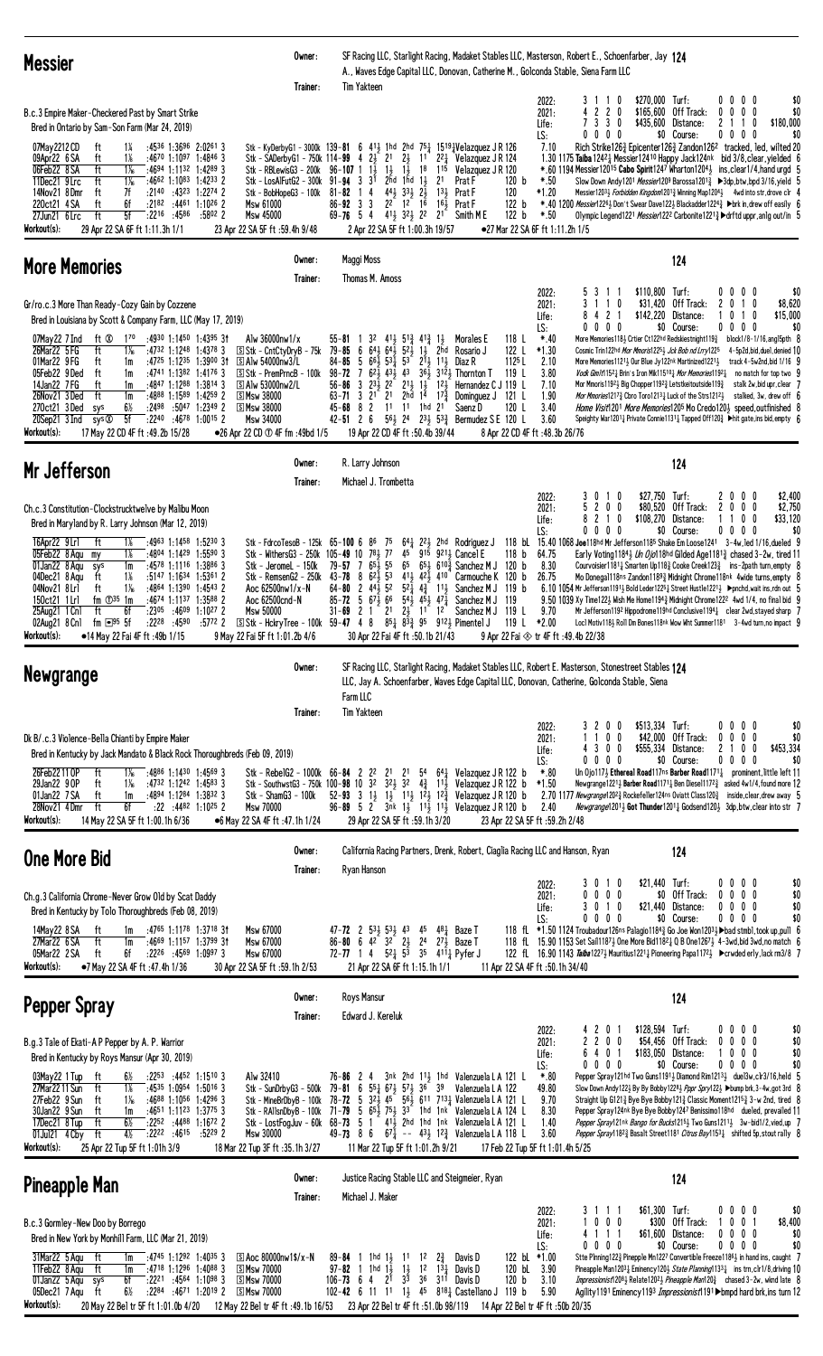## Messier

**Owner:** SF Racing LLC, Starlight Racing, Madaket Stables LLC, Masterson, Robert E., Schoenfarber, Jay 124
A., Waves Edge Capital LLC, Donovan, Catherine M., Golconda Stable, Siena Farm LLC

**Trainer:** Tim Yakteen

B.c.3 Empire Maker-Checkered Past by Smart Strike
Bred in Ontario by Sam-Son Farm (Mar 24, 2019)

| | | | | |
|---|---|---|---|---|
| 2022: | 3 1 1 0 | $270,000 | Turf: | 0 0 0 0 $0 |
| 2021: | 4 2 2 0 | $165,600 | Off Track: | 0 0 0 0 $0 |
| Life: | 7 3 3 0 | $435,600 | Distance: | 2 1 1 0 $180,000 |
| LS: | 0 0 0 0 | $0 | Course: | 0 0 0 0 $0 |

```
07May2212CD ft 1¼ :4536 1:3696 2:0261 3   Stk - KyDerbyG1 - 3000k 139-81 6 41½ 1hd 2hd 75½ 1519¼Velazquez J R 126     7.10  Rich Strike126¾ Epicenter126¾ Zandon126² tracked, led, wilted 20
09Apr22 6SA ft 1⅛ :4670 1:1097 1:4846 3   Stk - SADerbyG1 - 750k 114-99 4 2½ 2¹ 2½ 1¹ 2²¼ Velazquez J R 124       1.30 1175 Taiba124²¼ Messier124¹⁰ Happy Jack124nk bid 3/8,clear,yielded 6
06Feb22 8SA ft 1⅙ :4694 1:1132 1:4289 3   Stk - RBLewisG3 - 200k 96-107 1 1½ 1½ 1½ 1⁸ 1¹⁵ Velazquez J R 120     *.60 1194 Messier120¹⁵ Cabo Spirit124⁷ Wharton120⁴½ ins,clear1/4,hand urgd 5
11Dec21 9Lrc ft 1⅙ :4662 1:1083 1:4233 2   Stk - LosAlFutG2 - 300k 91-94 3 3¹ 2hd 1hd 1½ 2¹ Prat F 120 b          *.50  Slow Down Andy120¹ Messier120⁹ Barossa120¹¾ ▶3dp,btw,bpd 3/16,yield 5
14Nov21 8Dmr ft 7f :2140 :4323 1:2274 2   Stk - BobHopeG3 - 100k 81-82 1 4 44½ 33½ 2½ 13½ Prat F 120            *1.20  Messier120³½ Forbidden Kingdom120¹¾ Winning Map120⁴½ 4wd into str,drove clr 4
22Oct21 4SA ft 6f :2182 :4461 1:1026 2    Msw 61000 86-92 3 3 2² 1² 1⁶ 16½ Prat F 122 b                      *.40 1200 Messier122⁶½ Don't Swear Dave122½ Blackadder122⁴½ ▶brk in,drew off easily 6
27Jun21 6Lrc ft 5f :2216 :4586 :5802 2    Msw 45000 69-76 5 4 41½ 3²½ 2² 2¹ Smith M E 122 b                 *.50  Olympic Legend122¹ Messier122² Carbonite122¹½ ▶drftd uppr,angl out/in 5
Workout(s): 29 Apr 22 SA 6F ft 1:11.3h 1/1   23 Apr 22 SA 5F ft :59.4h 9/48   2 Apr 22 SA 5F ft 1:00.3h 19/57   •27 Mar 22 SA 6F ft 1:11.2h 1/5
```

## More Memories

**Owner:** Maggi Moss 124

**Trainer:** Thomas M. Amoss

Gr/ro.c.3 Mor Than Ready-Cozy Gain by Cozzene
Bred in Louisiana by Scott & Company Farm, LLC (May 17, 2019)

| | | | | |
|---|---|---|---|---|
| 2022: | 5 3 1 1 | $110,800 | Turf: | 0 0 0 0 $0 |
| 2021: | 3 1 1 0 | $31,420 | Off Track: | 2 0 1 0 $8,620 |
| Life: | 8 4 2 1 | $142,220 | Distance: | 1 0 1 0 $15,000 |
| LS: | 0 0 0 0 | $0 | Course: | 0 0 0 0 $0 |

```
07May22 7Ind ft ⓣ 1⁷⁰ :4930 1:1450 1:4395 3↑ Alw 36000nw1/x 55-81 1 3² 41½ 51¾ 41¾ 1½ Morales E 118 L      *.40  More Memories118½ Crtier Ct122hd Redskiestnight119½ block1/8-1/16,anglfpth 8
26Mar22 5FG ft 1⅙ :4732 1:1248 1:4378 3  Ⓢ Stk - CntCtyDryB - 75k 79-85 6 64¼ 64½ 52½ 1¼ 2hd Rosario J 122 L *1.30 Cosmic Trin122hd Mor Mmoris122⁵¼ Jck Bob nd Lrry122⁵ 4-5p2d,bid,duel,denied 10
01Mar22 9FG ft 1m :4725 1:1235 1:3900 3↑ Ⓢ Alw 54000nw3/L 84-85 5 6⁶½ 5³¼ 5³ 2¹½ 1¹½ Diaz R 112⁵ L   2.10  More Memories112¹½ Our Blue Jy122nk Martinized122¹½ track 4-5w2nd,bid 1/16 9
05Feb22 9Ded ft 1m :4741 1:1382 1:4176 3  Ⓢ Stk - PremPrncB - 100k 98-72 7 6²½ 4³½ 4³ 3⁶½ 3¹²½ Thornton T 119 L 3.80 Vodk Gmlt152½ Brin's Iron Mik115¹¹¾ Mor Memories119²¼ no match for top two 9
14Jan22 7FG ft 1m :4847 1:1288 1:3814 3   Ⓢ Alw 53000nw2/L 56-86 3 2³½ 2² 2¹½ 1½ 1²½ Hernandez C J 119 L 7.10 Mor Mmoris119²½ Big Chopper119²¾ Letstkeitoutside119¾ stalk 2w,bid upr,clear 7
26Nov21 3Ded ft 1m :4888 1:1589 1:4259 2  Ⓢ Msw 38000 63-71 3 2¹ 2¹ 2hd 1⁴ 1⁷¾ Dominguez J 121 L    1.90  Mor Memories121⁷¾ Cbro Toro121³¼ Luck of the Strs121²½ stalked, 3w, drew off 6
27Oct21 3Ded sys 6½ :2498 :5047 1:2349 2  Ⓢ Msw 38000 45-68 8 2 1¹ 1¹ 1hd 2¹ Saenz D 120 L            3.40  Home Visit120¹ More Memories120⁶ Mo Credo120½ speed,outfinished 8
20Sep21 3Ind sysⓢ 5f :2240 :4678 1:0015 2   Msw 34000 42-51 2 6 5⁶½ 2⁴ 2³½ 5³¾ Bermudez S E 120 L       3.60  Speighty War120¹½ Private Connie113¹¼ Tapped Off120½ ▶hit gate,ins bid,empty 6
Workout(s): 17 May 22 CD 4F ft :49.2b 15/28   •26 Apr 22 CD ⓣ 4F fm :49bd 1/5   19 Apr 22 CD 4F ft :50.4b 39/44   8 Apr 22 CD 4F ft :48.3b 26/76
```

## Mr Jefferson

**Owner:** R. Larry Johnson 124

**Trainer:** Michael J. Trombetta

Ch.c.3 Constitution-Clockstrucktwelve by Malibu Moon
Bred in Maryland by R. Larry Johnson (Mar 12, 2019)

| | | | | |
|---|---|---|---|---|
| 2022: | 3 0 1 0 | $27,750 | Turf: | 2 0 0 0 $2,400 |
| 2021: | 5 2 0 0 | $80,520 | Off Track: | 2 0 0 0 $2,750 |
| Life: | 8 2 1 0 | $108,270 | Distance: | 1 1 0 0 $33,120 |
| LS: | 0 0 0 0 | $0 | Course: | 0 0 0 0 $0 |

```
16Apr22 9Lrl ft 1⅛ :4963 1:1458 1:5230 3   Stk - FdrcoTesoB - 125k 65-100 6 8⁶ 7⁵ 64¼ 2²½ 2hd Rodriguez J 118 bL 15.40 1068 Joe118hd Mr Jefferson118⁵ Shake Em Loose124¹ 3-4w,led 1/16,dueled 9
05Feb22 8Aqu my 1⅛ :4804 1:1429 1:5590 3   Stk - WithersG3 - 250k 105-49 10 78½ 7⁷ 4⁵ 9¹⁵ 9²¹¼ Cancel E 118 b   64.75 Early Voting118⁴¼ Un Ojo118hd Gilded Age118¹¾ chased 3-2w, tired 11
01Jan22 8Aqu sys 1m :4578 1:1116 1:3886 3   Stk - JeromeL - 150k 79-57 7 65½ 5⁵ 6⁵ 6⁵½ 6¹⁰¾ Sanchez M J 120 b  8.30  Courvoisier118¹½ Smarten Up118¾ Cooke Creek123¾ ins-2path turn,empty 8
04Dec21 8Aqu ft 1⅛ :5147 1:1634 1:5361 2   Stk - RemsenG2 - 250k 43-78 8 6²½ 5³ 41½ 4²½ 4¹⁰ Carmouche K 120 b 26.75 Mo Donegal118ns Zandon118⁹¾ Midnight Chrome118nk 4wide turns,empty 8
04Nov21 8Lrl ft 1⅛ :4864 1:1390 1:4543 2   Aoc 62500nw1/x-N 64-80 2 44½ 5² 5²¼ 4¼ 1¹½ Sanchez M J 119 b    6.10 1054 Mr Jefferson119¹½ Bold Leder125³½ Street Hustle121²½ ▶pnchd,wait ins,rdn out 5
15Oct21 1Lrl fm ⓣ35 1m :4674 1:1137 1:3588 2 Aoc 62500cnd-N 85-72 5 6⁷¼ 6⁶ 5⁴½ 4⁵½ 4⁷¼ Sanchez M J 119       9.50 1039 Xy Time122½ Mish Me Home119⁴¾ Midnight Chrome122² 4wd 1/4, no final bid 9
25Aug21 1Cnl ft 6f :2305 :4609 1:1027 2    Msw 50000 31-69 2 1 2¹ 2½ 1¹ 1² Sanchez M J 119 L                9.70  Mr Jefferson119² Hippodrome119hd Conclusive119⁴¼ clear 2wd,stayed sharp 7
02Aug21 8Cnl fm ⓔ95 5f :2228 :4590 :5772 2 Ⓢ Stk - HckryTree - 100k 59-47 4 8 8⁵½ 8³¾ 9⁵ 9¹²½ Pimentel J 119 L *2.00 Locl Motiv118½ Roll Dm Bones118nk Wow Wht Summer118¹ 3-4wd turn,no impact 9
Workout(s): •14 May 22 Fai 4F ft :49b 1/15   9 May 22 Fai 5F ft 1:01.2b 4/6   30 Apr 22 Fai 4F ft :50.1b 21/43   9 Apr 22 Fai ◈ tr 4F ft :49.4b 22/38
```

## Newgrange

**Owner:** SF Racing LLC, Starlight Racing, Madaket Stables LLC, Robert E. Masterson, Stonestreet Stables 124
LLC, Jay A. Schoenfarber, Waves Edge Capital LLC, Donovan, Catherine, Golconda Stable, Siena Farm LLC

**Trainer:** Tim Yakteen

Dk B/.c.3 Violence-Bella Chianti by Empire Maker
Bred in Kentucky by Jack Mandato & Black Rock Thoroughbreds (Feb 09, 2019)

| | | | | |
|---|---|---|---|---|
| 2022: | 3 2 0 0 | $513,334 | Turf: | 0 0 0 0 $0 |
| 2021: | 1 1 0 0 | $42,000 | Off Track: | 0 0 0 0 $0 |
| Life: | 4 3 0 0 | $555,334 | Distance: | 2 1 0 0 $453,334 |
| LS: | 0 0 0 0 | $0 | Course: | 0 0 0 0 $0 |

```
26Feb2211OP ft 1⅙ :4886 1:1430 1:4569 3   Stk - RebelG2 - 1000k 66-84 2 2² 2¹ 2¹ 5⁴ 64¼ Velazquez J R 122 b   *.80  Un Ojo117½ Ethereal Road117ns Barber Road117¹¾ prominent,little left 11
29Jan22 9OP ft 1⅙ :4732 1:1242 1:4583 3   Stk - SouthwstG3 - 750k 100-98 10 3² 3²½ 3² 4¾ 1¹½ Velazquez J R 122 b *1.50 Newgrange122¹½ Barber Road117¹½ Ben Diesel117²¾ asked 4w1/4,found more 12
01Jan22 7SA ft 1m :4894 1:1264 1:3832 3    Stk - ShamG3 - 100k 52-93 3 1½ 1½ 1¹½ 1²½ 1²¾ Velazquez J R 120 b   2.70 1177 Newgrange120²¾ Rockefeller124ns Ovaitt Class120½ inside,clear,drew away 5
28Nov21 4Dmr ft 6f :22 :4482 1:1025 2      Msw 70000 96-89 5 2 3nk 1½ 1¹½ 1¹½ Velazquez J R 120 b           2.40  Newgrange120¹½ Got Thunder120¹¼ Godsend120½ 3dp,btw,clear into str 7
Workout(s): 14 May 22 SA 5F ft 1:00.1h 6/36   •6 May 22 SA 4F ft :47.1h 1/24   29 Apr 22 SA 5F ft :59.1h 3/20   23 Apr 22 SA 5F ft :59.2h 2/48
```

## One More Bid

**Owner:** California Racing Partners, Drenk, Robert, Ciaglia Racing LLC and Hanson, Ryan 124

**Trainer:** Ryan Hanson

Ch.g.3 California Chrome-Never Grow Old by Scat Daddy
Bred in Kentucky by Tolo Thoroughbreds (Feb 08, 2019)

| | | | | |
|---|---|---|---|---|
| 2022: | 3 0 1 0 | $21,440 | Turf: | 0 0 0 0 $0 |
| 2021: | 0 0 0 0 | $0 | Off Track: | 0 0 0 0 $0 |
| Life: | 3 0 1 0 | $21,440 | Distance: | 0 0 0 0 $0 |
| LS: | 0 0 0 0 | $0 | Course: | 0 0 0 0 $0 |

```
14May22 8SA ft 1m :4765 1:1178 1:3718 3↑ Msw 67000 47-72 2 5³½ 5³½ 4³ 4⁵ 48¼ Baze T 118 fL *1.50 1124 Troubadour126ns Palagio118⁴¾ Go Joe Won120³¼▶bad stmbl,took up,pull 6
27Mar22 6SA ft 1m :4669 1:1157 1:3799 3↑ Msw 67000 86-80 6 4² 3² 2½ 2⁴ 2⁷½ Baze T 118 fL 15.90 1153 Set Sail118⁷½ One More Bid118²½ Q B One126²½ 4-3wd,bid 3wd,no match 6
05Mar22 2SA ft 6f :2226 :4569 1:0977 3    Msw 67000 72-77 1 4 5²¼ 5³ 3⁵ 411¼ Pyfer J 122 fL 16.90 1143 Taiba122⁷½ Mauritius122¹½ Pioneering Papa117²½ ▶crwded erly,lack rn3/8 7
Workout(s): •7 May 22 SA 4F ft :47.4h 1/36   30 Apr 22 SA 5F ft :59.1h 2/53   21 Apr 22 SA 6F ft 1:15.1h 1/1   11 Apr 22 SA 4F ft :50.1h 34/40
```

## Pepper Spray

**Owner:** Roys Mansur 124

**Trainer:** Edward J. Kereluk

B.g.3 Tale of Ekati-A P Pepper by A. P. Warrior
Bred in Kentucky by Roys Mansur (Apr 30, 2019)

| | | | | |
|---|---|---|---|---|
| 2022: | 4 2 0 1 | $128,594 | Turf: | 0 0 0 0 $0 |
| 2021: | 2 2 0 0 | $54,456 | Off Track: | 0 0 0 0 $0 |
| Life: | 6 4 0 1 | $183,050 | Distance: | 1 0 0 0 $0 |
| LS: | 0 0 0 0 | $0 | Course: | 0 0 0 0 $0 |

```
03May22 1Tup ft 6½ :2253 :4452 1:1510 3    Alw 32410 76-86 2 4 3nk 2hd 1¹½ 1hd Valenzuela L A 121 L    *.80  Pepper Spray121hd Two Guns119¹¾ Diamond Rim121³¼ duel3w,clr3/16,held 5
27Mar2211Sun ft 1⅛ :4535 1:0954 1:5014 3   Stk - SunDrbyG3 - 500k 79-81 6 5⁵¼ 6⁷½ 5⁷½ 3⁶ 3⁹ Valenzuela L A 122   49.80 Slow Down Andy122½ By By Bobby122⁸½ Pppr Spry122½ ▶bump brk,3-4w,got 3rd 8
27Feb22 9Sun ft 1⅙ :4688 1:1056 1:4296 3   Stk - MineBrDbyB - 100k 78-72 5 3²½ 4⁵ 5⁶½ 6¹¹ 7¹³¼ Valenzuela L A 121 L 9.70 Straight Up G121¾ Bye Bye Bobby121½ Classic Moment121⁵¼ 3-w 2nd, tired 8
30Jan22 9Sun ft 1m :4651 1:1123 1:3775 3    Stk - RAllsnDbyB - 100k 71-79 5 6⁵½ 7⁵½ 3³ 1hd 1nk Valenzuela L A 124 L 8.30 Pepper Spray124nk Bye Bye Bobby124⁷ Benissimo118hd dueled, prevailed 11
17Dec21 8Tup ft 6½ :2252 :4488 1:1672 2    Stk - LostFogJuv - 60k 68-73 5 1 41½ 2hd 1hd 1nk Valenzuela L A 121 L 1.40 Pepper Spray121nk Bango for Bucks121⁵½ Two Guns121¹¼ 3w-bid1/2,vied,up 7
01Jul21 4Cby ft 4½ :2222 :4615 :5229 2     Msw 30000 49-73 8 6 67¼ -- 4³½ 1²¾ Valenzuela L A 118 L     3.60  Pepper Spray118²¾ Basalt Street118¹ Citrus Bay115³¼ shifted 5p,stout rally 8
Workout(s): 25 Apr 22 Tup 5F ft 1:01h 3/9   18 Mar 22 Tup 3F ft :35.1h 3/27   11 Mar 22 Tup 5F ft 1:01.2h 9/21   17 Feb 22 Tup 5F ft 1:01.4h 5/25
```

## Pineapple Man

**Owner:** Justice Racing Stable LLC and Steigmeier, Ryan 124

**Trainer:** Michael J. Maker

B.c.3 Gormley-New Doo by Borrego
Bred in New York by Monhill Farm, LLC (Mar 21, 2019)

| | | | | |
|---|---|---|---|---|
| 2022: | 3 1 1 1 | $61,300 | Turf: | 0 0 0 0 $0 |
| 2021: | 1 0 0 0 | $300 | Off Track: | 1 0 0 1 $8,400 |
| Life: | 4 1 1 1 | $61,600 | Distance: | 0 0 0 0 $0 |
| LS: | 0 0 0 0 | $0 | Course: | 0 0 0 0 $0 |

```
31Mar22 5Aqu ft 1m :4745 1:1292 1:4035 3  Ⓢ Aoc 80000nw1$/x-N 89-84 1 1hd 1½ 1¹ 1² 2¾ Davis D 122 bL *1.00 Stte Pinning122¾ Pineppl Mn122⁷ Convertible Freeze118⁶½ in hand ins, caught 7
11Feb22 8Aqu ft 1m :4718 1:1296 1:4068 3  Ⓢ Msw 70000 97-82 1 1hd 1½ 1² 1³½ 1³½ Davis D 120 bL 3.90 Pineapple Man120³½ State Planning113³¼ ins trn,clr1/8,driving 10
01Jan22 5Aqu sys 6f :2221 :4564 1:1098 3   Ⓢ Msw 70000 106-73 6 4 2¹ 3³ 3⁶ 3¹¹ Davis D 120 b        3.10  Impressionist120⁸½ Relate120²½ Pineapple Man120½ chased 3-2w, wknd late 8
05Dec21 7Aqu ft 6½ :2284 :4671 1:2019 2   Ⓢ Msw 70000 102-42 6 11 11 1½ 8⁵ 818¼ Castellano J J 119 b    5.90  Agility119¹ Eminency119³ Impressionist119¹ ▶bmpd hard brk,ins turn 12
Workout(s): 20 May 22 Bel tr 5F ft 1:01.0b 4/20   12 May 22 Bel tr 4F ft :49.1b 16/53   23 Apr 22 Bel tr 4F ft :51.0b 98/119   14 Apr 22 Bel tr 4F ft :50b 20/35
```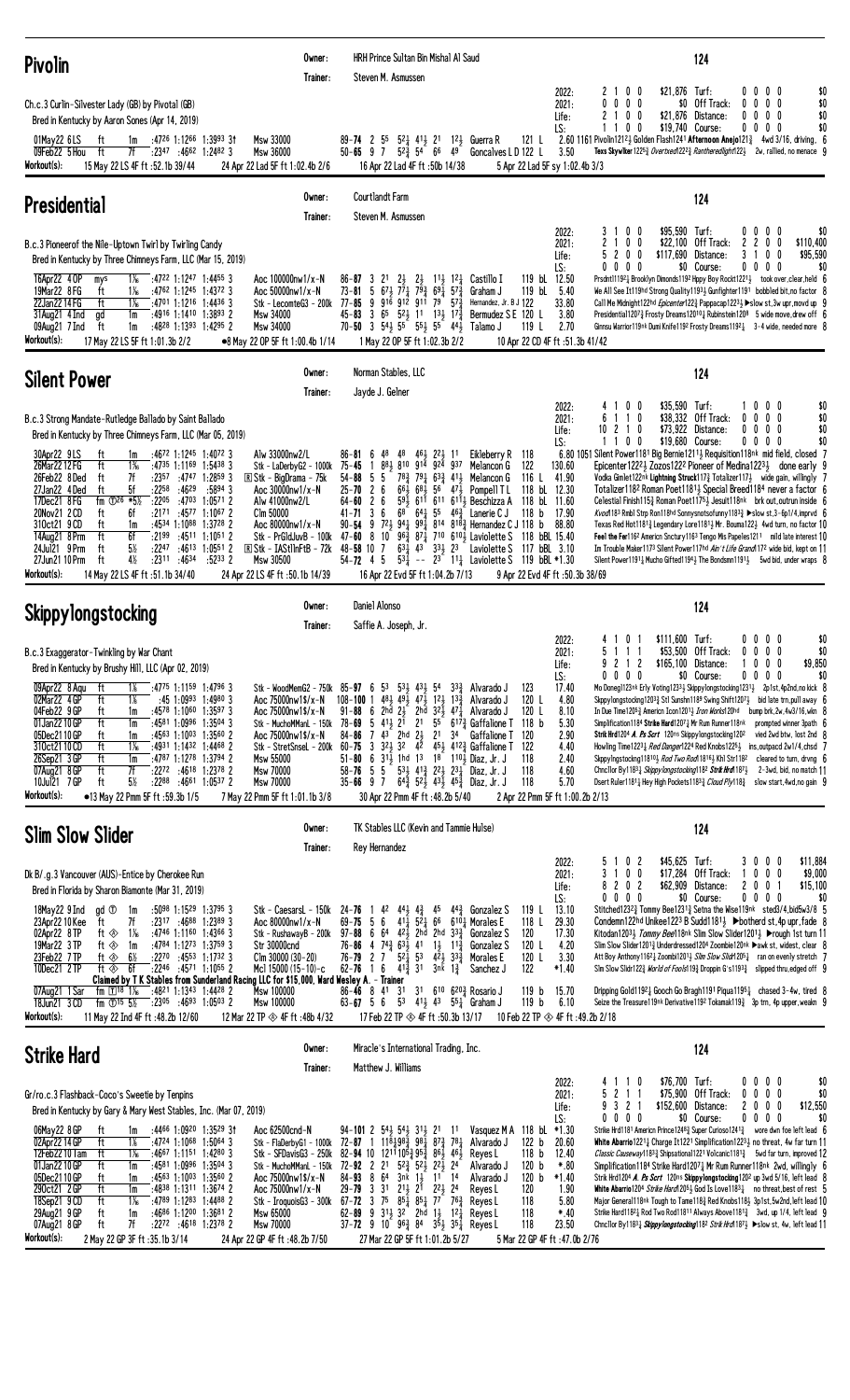## Pivolin

Owner: HRH Prince Sultan Bin Mishal Al Saud
Trainer: Steven M. Asmussen

**124**

Ch.c.3 Curlin-Silvester Lady (GB) by Pivotal (GB)
Bred in Kentucky by Aaron Sones (Apr 14, 2019)

| | | | | | | |
|---|---|---|---|---|---|---|
| 2022: | 2 1 0 0 | $21,876 | Turf: | 0 0 0 0 | $0 |
| 2021: | 0 0 0 0 | $0 | Off Track: | 0 0 0 0 | $0 |
| Life: | 2 1 0 0 | $21,876 | Distance: | 0 0 0 0 | $0 |
| LS: | 1 1 0 0 | $19,740 | Course: | 0 0 0 0 | $0 |

01May22 6 LS ft 1m :4726 1:1266 1:3993 3↑ Msw 33000 89–74 2 55 5 2½ 4 1½ 21 1 2½ Guerra R 121 L 2.60 1161 Pivolin1212½ Golden Flash1241 Afternoon Anejo121½ 4wd 3/16, driving, 6
09Feb22 5 Hou ft 7f :2347 :4662 1:2482 3 Msw 36000 50–65 9 7 5 2¾ 54 66 49 Goncalves L D 122 L 3.50 Texs Skywlker1225½ Overtxed1222½ Rantheredlight122½ 2w, rallied, no menace 9

Workout(s): 15 May 22 Lad 4F ft :52.1b 39/44 | 24 Apr 22 Lad 5F ft 1:02.4b 2/6 | 16 Apr 22 Lad 4F ft :50b 14/38 | 5 Apr 22 Lad 5F sy 1:02.4b 3/3

## Presidential

Owner: Courtlandt Farm
Trainer: Steven M. Asmussen

**124**

B.c.3 Pioneerof the Nile-Uptown Twirl by Twirling Candy
Bred in Kentucky by Three Chimneys Farm, LLC (Mar 15, 2019)

| | | | | | | |
|---|---|---|---|---|---|---|
| 2022: | 3 1 0 0 | $95,590 | Turf: | 0 0 0 0 | $0 |
| 2021: | 2 1 0 0 | $22,100 | Off Track: | 2 2 0 0 | $110,400 |
| Life: | 5 2 0 0 | $117,690 | Distance: | 3 1 0 0 | $95,590 |
| LS: | 0 0 0 0 | $0 | Course: | 0 0 0 0 | $0 |

16Apr22 4 OP mys 1⅛ :4722 1:1247 1:4455 3 Aoc 100000nw1/x-N 86–87 3 21 2½ 2½ 1 1½ 1 2¼ Castillo I 119 bL 12.50 Prsdntl1192¼ Brooklyn Dimonds1192 Hppy Boy Rockt1221½ took over,clear,held 6
19Mar22 8 FG ft 1⅛ :4762 1:1245 1:4372 3 Aoc 50000nw1/x-N 73–81 5 6 7¾ 7 7¼ 7 9¾ 6 8¾ 5 7¾ Graham J 119 bL 5.40 We All See It119hd Strong Quality1193¼ Gunfighter1191 bobbled bit,no factor 8
22Jan22 14 FG ft 1⅛ :4701 1:1216 1:4436 3 Stk - LecomteG3 - 200k 77–85 9 916 912 911 79 5 7¾ Hernandez, Jr. B J 122 33.80 Call Me Midnight122hd Epicenter122¾ Pappacap1223¼ ▶slow st,3w upr,movd up 9
31Aug21 4 Ind gd 1m :4916 1:1410 1:3893 2 Msw 34000 45–83 3 65 5 2½ 11 1 3½ 1 7¾ Bermudez S E 120 L 3.80 Presidential1207¾ Frosty Dreams12010¾ Rubinstein1208 5 wide move,drew off 6
09Aug21 7 Ind ft 1m :4828 1:1393 1:4295 2 Msw 34000 70–50 3 5 4½ 55 5 5½ 55 4 4½ Talamo J 119 L 2.70 Gimnsu Warrior119nk Dumi Knife1192 Frosty Dreams119¼ 3-4 wide, needed more 8

Workout(s): 17 May 22 LS 5F ft 1:01.3b 2/2 | ●8 May 22 OP 5F ft 1:00.4b 1/14 | 1 May 22 OP 5F ft 1:02.3b 2/2 | 10 Apr 22 CD 4F ft :51.3b 41/42

## Silent Power

Owner: Norman Stables, LLC
Trainer: Jayde J. Gelner

**124**

B.c.3 Strong Mandate-Rutledge Ballado by Saint Ballado
Bred in Kentucky by Three Chimneys Farm, LLC (Mar 05, 2019)

| | | | | | | |
|---|---|---|---|---|---|---|
| 2022: | 4 1 0 0 | $35,590 | Turf: | 1 0 0 0 | $0 |
| 2021: | 6 1 1 0 | $38,332 | Off Track: | 0 0 0 0 | $0 |
| Life: | 10 2 1 0 | $73,922 | Distance: | 0 0 0 0 | $0 |
| LS: | 1 1 0 0 | $19,680 | Course: | 0 0 0 0 | $0 |

30Apr22 9 LS ft 1m :4672 1:1245 1:4072 3 Alw 33000nw2/L 86–81 6 48 48 4 6½ 2 2½ 11 Eikleberry R 118 6.80 1051 Silent Power1181 Big Bernie1211¼ Requisition118nk mid field, closed 7
26Mar22 12 FG ft 1⅜ :4735 1:1169 1:5438 3 Stk - LaDerbyG2 - 1000k 75–45 1 8 8½ 810 914 924 937 Melancon G 122 130.60 Epicenter1222¾ Zozos1222 Pioneer of Medina1223½ done early 9
26Feb22 8 Ded ft 7f :2357 :4747 1:2859 3 Ⓡ Stk - BigDrama - 75k 54–88 5 5 7 9¾ 7 9¼ 6 3¾ 4 1½ Melancon G 116 L 41.90 Vodka Gimlet122nk Lightning Struck117¾ Totalizer117½ wide gain, willingly 7
27Jan22 4 Ded ft 5f :2258 :4629 :5894 3 Aoc 30000nw1/x-N 25–70 2 6 6 6½ 6 8½ 56 4 7½ Pompell T L 118 bL 12.30 Totalizer1182 Roman Poet1181½ Special Breed1184 never a factor 6
17Dec21 8 FG fm ⓉⒸ26 *5½ :2205 :4703 1:0571 2 Alw 41000nw2/L 64–60 2 6 5 9½ 611 611 6 11½ Beschizza A 118 bL 11.60 Celestial Finish115½ Roman Poet1175½ Jesuit118nk brk out,outrun inside 6
20Nov21 2 CD ft 6f :2171 :4577 1:1067 2 Clm 50000 41–71 3 6 68 6 4½ 55 4 6¾ Lanerie C J 118 b 17.90 Kvod1183 Rmbl Strp Ron118hd Sonnysnotsofunny1183¼ ▶slow st,3-6p1/4,imprvd 6
31Oct21 9 CD ft 1m :4534 1:1088 1:3728 2 Aoc 80000nw1/x-N 90–54 9 7 2½ 9 4½ 9 8½ 814 8 18¾ Hernandez C J 118 b 88.80 Texas Red Hot1181¼ Legendary Lore1181¾ Mr. Bouma122¼ 4wd turn, no factor 10
14Aug21 8 Prm ft 6f :2199 :4511 1:1051 2 Stk - PrGldJuvB - 100k 47–60 8 10 9 6¾ 8 7¼ 710 6 10½ Laviolette S 118 bBL 15.40 Feel the Fer1162 Americn Snctury1163 Tengo Mis Papeles1211 mild late interest 10
24Jul21 9 Prm ft 5½ :2247 :4613 1:0551 2 Ⓡ Stk - IAStlnFtB - 72k 48–58 10 7 6 3½ 43 3 3½ 23 Laviolette S 117 bBL 3.10 In Trouble Maker1173 Silent Power117hd Ain't Life Grand1172 wide bid, kept on 11
27Jun21 10 Prm ft 4½ :2311 :4634 :5233 2 Msw 70000 54–72 4 5 5 3¼ -- 23 1 1½ Laviolette S 119 bBL *1.30 Silent Power1191½ Mucho Gifted1194½ The Bondsmn1191½ 5wd bid, under wraps 8

Workout(s): 14 May 22 LS 4F ft :51.1b 34/40 | 24 Apr 22 LS 4F ft :50.1b 14/29 | 16 Apr 22 Evd 5F ft 1:04.2b 7/13 | 9 Apr 22 Evd 4F ft :50.3b 38/69

## Skippylongstocking

Owner: Daniel Alonso
Trainer: Saffie A. Joseph, Jr.

**124**

B.c.3 Exaggerator-Twinkling by War Chant
Bred in Kentucky by Brushy Hill, LLC (Apr 02, 2019)

| | | | | | | |
|---|---|---|---|---|---|---|
| 2022: | 4 1 0 1 | $111,600 | Turf: | 0 0 0 0 | $0 |
| 2021: | 5 1 1 1 | $53,500 | Off Track: | 0 0 0 0 | $0 |
| Life: | 9 2 1 2 | $165,100 | Distance: | 1 0 0 0 | $9,850 |
| LS: | 0 0 0 0 | $0 | Course: | 0 0 0 0 | $0 |

09Apr22 8 Aqu ft 1⅛ :4775 1:1159 1:4796 3 Stk - WoodMemG2 - 750k 85–97 6 53 5 3½ 4 3½ 54 3 3¾ Alvarado J 123 17.40 Mo Donegl123nk Erly Voting1233½ Skippylongstocking1231½ 2p1st,4p2nd,no kick 8
02Mar22 4 GP ft 1⅛ :45 1:0993 1:4980 3 Aoc 75000nw1$/x-N 108–100 1 4 8½ 4 9½ 4 7½ 1 2½ 1 3¾ Alvarado J 120 L 4.80 Skppylongstockng12033 Stl Sunshn1189 Swing Shift1207½ bid late trn,pull away 6
04Feb22 9 GP ft 1m :4578 1:1060 1:3597 3 Aoc 75000nw1$/x-N 91–88 6 2hd 2½ 2hd 3 2½ 4 7¼ Alvarado J 120 L 8.10 In Due Time1205¾ Americn Icon1201½ Iron Works120hd bump brk,2w,4w3/16,wkn 8
01Jan22 10 GP ft 1m :4581 1:0996 1:3504 3 Stk - MuchoMManL - 150k 78–69 5 4 1½ 21 21 55 6 17¾ Gaffalione T 118 b 5.30 Simplification1184 Strike Hard12072 Mr Rum Runner118nk prompted winner 3path 6
05Dec21 10 GP ft 1m :4563 1:1003 1:3560 2 Aoc 75000nw1$/x-N 84–86 7 43 2hd 2½ 21 34 Gaffalione T 120 2.90 Strik Hrd1204 A. Ps Scrt 120ns Skippylongstocking1202 vied 2wd btw, lost 2nd 8
31Oct21 10 CD ft 1⅛ :4931 1:1432 1:4468 2 Stk - StretSnseL - 200k 60–75 3 3 2½ 32 42 4 5½ 4 12¾ Gaffalione T 122 4.40 Howling Time1221¾ Red Danger1224 Red Knobs1225½ ins,outpacd 2w1/4,chsd 7
26Sep21 3 GP ft 1m :4787 1:1278 1:3794 2 Msw 55000 51–80 6 3 1½ 1hd 13 18 1 10¾ Diaz, Jr. J 118 2.40 Skppylngstockng11810¾ Rod Two Roof118 16¾ Khl Strl 1182 cleared to turn, drvng 6
07Aug21 8 GP ft 7f :2272 :4618 1:2378 2 Msw 70000 58–76 5 5 5 3¾ 4 1¾ 2 2½ 2 3¼ Diaz, Jr. J 118 4.60 Chnc1lor By11831¼ Skippylongstocking1181 Strik Hrd1871½ 2-3wd, bid, no match 11
10Jul21 7 GP ft 5½ :2288 :4661 1:0537 2 Msw 70000 35–66 9 7 6 4¾ 5 2½ 4 3¾ 4 5¾ Diaz, Jr. J 118 5.70 Dsert Ruler1181¼ Hey High Pockets1183½ Cloud Fly118¾ slow start,4wd,no gain 9

Workout(s): ●13 May 22 Pmm 5F ft :59.3b 1/5 | 7 May 22 Pmm 5F ft 1:01.1b 3/8 | 30 Apr 22 Pmm 4F ft :48.2b 5/40 | 2 Apr 22 Pmm 5F ft 1:00.2b 2/13

## Slim Slow Slider

Owner: TK Stables LLC (Kevin and Tammie Hulse)
Trainer: Rey Hernandez

**124**

Dk B/.g.3 Vancouver (AUS)-Entice by Cherokee Run
Bred in Florida by Sharon Biamonte (Mar 31, 2019)

| | | | | | | |
|---|---|---|---|---|---|---|
| 2022: | 5 1 0 2 | $45,625 | Turf: | 3 0 0 0 | $11,884 |
| 2021: | 3 1 0 0 | $17,284 | Off Track: | 1 0 0 0 | $9,000 |
| Life: | 8 2 0 2 | $62,909 | Distance: | 2 0 0 1 | $15,100 |
| LS: | 0 0 0 0 | $0 | Course: | 0 0 0 0 | $0 |

18May22 9 Ind gd Ⓣ 1m :5098 1:1529 1:3795 3 Stk - CaesarsL - 150k 24–76 1 42 4 4½ 4¾ 45 4 4¾ Gonzalez S 119 L 13.10 Stitched1232¾ Tommy Bee1231¾ Setna the Wise119nk stedi3/4,bid5w3/8 5
23Apr22 10 Kee ft 7f :2317 :4688 1:2389 3 Aoc 80000nw1/x-N 69–75 5 6 4 1½ 5 2¼ 66 6 10¼ Morales E 118 L 29.30 Condemn122hd Unikee1223 B Sudd1181½ ▶bothered st,4p upr,fade 8
02Apr22 8 TP ft ◈ 1⅛ :4746 1:1160 1:4366 3 Stk - RushawayB - 200k 97–88 6 64 4 2½ 2hd 2hd 3 3¾ Gonzalez S 120 17.30 Kitodan1203¼ Tommy Bee118nk Slim Slow Slider1201½ ▶rough 1st turn 11
19Mar22 3 TP ft ◈ 1m :4784 1:1273 1:3759 3 Str 30000cnd 76–86 4 7 4¾ 6 3½ 41 1½ 1 1¾ Gonzalez S 120 L 4.20 Slim Slow Slider1201¾ Underdressed1204 Zoombie120nk ▶awk st, widest, clear 8
23Feb22 7 TP ft ◈ 6½ :2270 :4553 1:1732 3 Clm 30000 (30-20) 76–79 2 7 5 2½ 53 4 2½ 3 3¾ Morales E 120 L 3.30 Att Boy Anthony1162¼ Zoombi1201¼ Slim Slow Slidr1201¼ ran on evenly stretch 7
10Dec21 2 TP ft ◈ 6f :2246 :4571 1:1055 2 Mcl 15000 (15-10)-c 62–76 1 6 4 1¾ 31 3nk 1¾ Sanchez J 122 *1.40 Slim Slow Slidr122¾ Underdressed118¾ Droppin G's1193¾ slipped thru,edged off 9

Claimed by T K Stables from Sunderland Racing LLC for $15,000, Ward Wesley A. - Trainer

07Aug21 1 Sar fm Ⓣ18 1⅛ :4821 1:1343 1:4428 2 Msw 100000 86–46 8 41 31 31 610 6 20¾ Rosario J 119 b 15.70 Dripping Gold1192¼ Gooch Go Bragh1191 Piqua1195¼ chased 3-4w, tired 8
18Jun21 3 CD fm Ⓣ15 5½ :2305 :4693 1:0503 2 Msw 100000 63–67 5 6 53 4 1½ 43 5 5¼ Graham J 119 b 6.10 Seize the Treasure119nk Derivative1192 Tokamak119¾ 3p trn, 4p upper,weakn 9

Workout(s): 11 May 22 Ind 4F ft :48.2b 12/60 | 12 Mar 22 TP 5F ◈ ft :48b 4/32 | 17 Feb 22 TP ◈ 4F ft :50.3b 13/17 | 10 Feb 22 TP ◈ 4F ft :49.2b 2/18

## Strike Hard

Owner: Miracle's International Trading, Inc.
Trainer: Matthew J. Williams

**124**

Gr/ro.c.3 Flashback-Coco's Sweetie by Tenpins
Bred in Kentucky by Gary & Mary West Stables, Inc. (Mar 07, 2019)

| | | | | | | |
|---|---|---|---|---|---|---|
| 2022: | 4 1 1 0 | $76,700 | Turf: | 0 0 0 0 | $0 |
| 2021: | 5 2 1 1 | $75,900 | Off Track: | 0 0 0 0 | $0 |
| Life: | 9 3 2 1 | $152,600 | Distance: | 2 0 0 0 | $12,550 |
| LS: | 0 0 0 0 | $0 | Course: | 0 0 0 0 | $0 |

06May22 8 GP ft 1m :4466 1:0920 1:3529 3↑ Aoc 62500cnd-N 94–101 2 5 4½ 5 4½ 3 1½ 21 11 Vasquez M A 118 bL *1.30 Strike Hrd1181 Americn Prince1246¾ Super Curioso1241¾ wore dwn foe left lead 6
02Apr22 14 GP ft 1⅛ :4724 1:1068 1:5064 3 Stk - FlaDerbyG1 - 1000k 72–87 1 11 8½ 9 8½ 9 8¼ 8 7¾ 7 8¼ Alvarado J 122 b 20.60 White Abarrio1221¼ Charge It1221 Simplification1223½ no threat, 4w far turn 11
12Feb22 10 Tam ft 1⅛ :4667 1:1151 1:4280 3 Stk - SFDavisG3 - 250k 82–94 10 12 11 10 5½ 9 5½ 8 6½ 4 6½ Reyes L 118 b 12.40 Classic Causeway1183¾ Shipsational1221 Volcanic1181¾ 5wd far turn, improved 12
01Jan22 10 GP ft 1m :4581 1:0996 1:3504 3 Stk - MuchoMManL - 150k 72–92 2 21 5 2½ 5 2½ 2 2½ 24 Alvarado J 120 b *.80 Simplification1184 Strike Hard1207¾ Mr Rum Runner118nk 2wd, willingly 6
05Dec21 10 GP ft 1m :4563 1:1003 1:3560 2 Aoc 75000nw1$/x-N 84–93 8 64 3nk 1½ 11 14 Alvarado J 120 b *1.40 Strik Hrd1204 A. Ps Scrt 120ns Skippylongstocking1202 up 3wd 5/16, left lead 8
29Oct21 2 CD ft 1m :4838 1:1311 1:3674 2 Aoc 75000nw1/x-N 29–79 3 31 2 1½ 21 2 2½ 24 Reyes L 120 1.90 White Abarrio1204 Strike Hard120¾ God Is Love118¾ no threat,best of rest 5
18Sep21 9 CD ft 1⅛ :4789 1:1283 1:4488 2 Stk - IroquoisG3 - 300k 67–72 3 75 8 5½ 8 5½ 77 7 6¾ Reyes L 118 5.80 Major General118nk Tough to Tame118¾ Red Knobs118¾ 3p1st,5w2nd,left lead 10
29Aug21 9 GP ft 1m :4686 1:1200 1:3681 2 Msw 65000 62–89 9 3 1½ 32 2hd 1½ 1 2¼ Reyes L 118 *.40 Strike Hard1181¾ Rod Two Rod11811 Always Above1181¾ 3wd, up 1/4, left lead 9
07Aug21 8 GP ft 7f :2272 :4618 1:2378 2 Msw 70000 37–72 9 10 9 6¾ 84 3 5½ 3 5¾ Reyes L 118 23.50 Chnc1lor By11831¼ Skippylongstocking1181 Strik Hrd1871½ ▶slw st, 4w, left lead 11

Workout(s): 2 May 22 GP 3F ft :35.1b 3/14 | 24 Apr 22 GP 4F ft :48.2b 7/50 | 27 Mar 22 GP 5F ft 1:01.2b 5/27 | 5 Mar 22 GP 4F ft :47.0b 2/76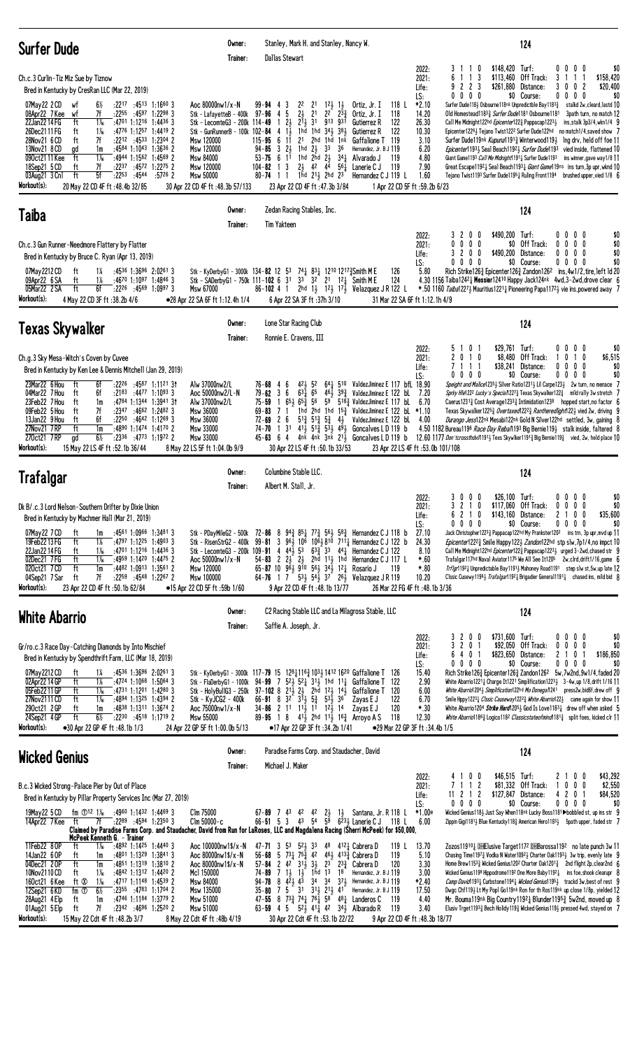## Surfer Dude

**Owner:** Stanley, Mark H. and Stanley, Nancy W.
**Trainer:** Dallas Stewart

**124**

Ch.c.3 Curlin-Tiz Miz Sue by Tiznow
Bred in Kentucky by CresRan LLC (Mar 22, 2019)

| | | | | | | |
|---|---|---|---|---|---|---|
| 2022: | 3 1 1 0 | $148,420 | Turf: | 0 0 0 0 | $0 |
| 2021: | 6 1 1 3 | $113,460 | Off Track: | 3 1 1 1 | $158,420 |
| Life: | 9 2 2 3 | $261,880 | Distance: | 3 0 0 2 | $20,400 |
| LS: | 0 0 0 0 | $0 | Course: | 0 0 0 0 | $0 |

```
07May22 2CD   wf  6½  :2217 :4513 1:1660 3   Aoc 80000nw1/x-N    99-94 4 3  2² 2¹ 1²½ 1½  Ortiz, Jr. I  118 L  *2.10  Surfer Dude118½ Osbourne118nk Unpredictble Bay118²½  stalkd 2w,cleard,lastd 10
08Apr22 7Kee  wf  7f  :2255 :4587 1:2298 3   Stk - LafayetteB - 400k  97-96 4 5  2½ 2¹ 2² 2³¾  Ortiz, Jr. I  118  14.20  Old Homestead118³¾ Surfer Dude1181 Osbourne1181  3path turn, no match 12
22Jan22 14FG  ft  1⅛  :4701 1:1216 1:4436 3  Stk - LecomteG3 - 200k 114-49 1 2½ 2¹½ 3¹ 9¹³ 9³¹  Gutierrez R  122  26.30  Call Me Midnight122hd Epicenter122½ Pappacap122¹½  ins,stalk 3p3/4,wkn1/4 9
26Dec21 11FG  ft  1⅙  :4776 1:1257 1:4419 2  Stk - GunRunnerB - 100k 102-84 4 1½ 1hd 1hd 3⁴½ 3⁹½  Gutierrez R  122  10.30  Epicenter1226½ Tejano Twist122² Surfer Dude122hd  no match1/4,saved show 7
28Nov21 6CD   ft  7f  :2212 :4533 1:2304 2   Msw 120000   115-95 6 11 2¹ 2hd 1hd 1nk  Gaffalione T  119  3.10  Surfer Dude119nk Kupuna1191¾ Winterwood119½  lng drv, held off foe 11
13Nov21 8CD   gd  1m  :4584 1:1043 1:3636 2  Msw 120000   94-85 3 2½ 1hd 2½ 3³ 3⁶  Hernandez, Jr. B J 119  6.20  Epicenter1193¾ Seal Beach1192¼ Surfer Dude119³  vied inside, flattened 10
09Oct21 11Kee ft  1⅙  :4944 1:1562 1:4569 2  Msw 84000   53-75 6 11 1hd 2hd 2½ 3⁴¼  Alvarado J  119  4.80  Giant Game119³ Call Me Midnight119¹¼ Surfer Dude119³  ins winner,gave way1/8 11
18Sep21 5CD   ft  7f  :2237 :4572 1:2275 2   Msw 120000   104-82 1 3  2½ 4² 4⁴ 5⁶¼  Lanerie C J  119  7.90  Great Escape119²¼ Seal Beach119³¼ Giant Game119ns  ins turn,3p upr,wknd 10
03Aug21 3Cnl  ft  5f  :2253 :4544  :5726 2   Msw 50000   80-74 1 1  1hd 2¹½ 2hd 2³  Hernandez C J 119 L  1.60  Tejano Twist119³ Surfer Dude119⁶½ Ruling Front1194  brushed upper,vied 1/8 6
```

**Workout(s):** 20 May 22 CD 4F ft :48.4b 32/85 | 30 Apr 22 CD 4F ft :48.3b 57/133 | 23 Apr 22 CD 4F ft :47.3b 3/84 | 1 Apr 22 CD 5F ft :59.2b 6/23

## Taiba

**Owner:** Zedan Racing Stables, Inc.
**Trainer:** Tim Yakteen

**124**

Ch.c.3 Gun Runner-Needmore Flattery by Flatter
Bred in Kentucky by Bruce C. Ryan (Apr 13, 2019)

| | | | | | | |
|---|---|---|---|---|---|---|
| 2022: | 3 2 0 0 | $490,200 | Turf: | 0 0 0 0 | $0 |
| 2021: | 0 0 0 0 | $0 | Off Track: | 0 0 0 0 | $0 |
| Life: | 3 2 0 0 | $490,200 | Distance: | 0 0 0 0 | $0 |
| LS: | 0 0 0 0 | $0 | Course: | 0 0 0 0 | $0 |

```
07May22 12CD  ft  1¼  :4536 1:3696 2:0261 3  Stk - KyDerbyG1 - 3000k 134-82 12 5³ 7⁴¼ 8³¼ 12¹⁰ 12¹⁷¾ Smith M E  126  5.80  Rich Strike126¾ Epicenter126¾ Zandon126²  ins,4w1/2,tire,left ld 20
09Apr22 6SA   ft  1⅛  :4670 1:1097 1:4846 3  Stk - SADerbyG1 - 750k 111-102 6 3¹ 3³ 3² 2¹ 1²½  Smith M E  124  4.30 1156 Taiba124²½ Messier12410 Happy Jack124nk  4wd,3-2wd,drove clear 6
05Mar22 2SA   ft  6f  :2226 :4569 1:0997 3   Msw 67000   86-102 4 1  2hd 1½ 1²½ 1⁷¾  Velazquez J R 122 L  *.50 1160 Taiba1227¾ Mauritius1221¼ Pioneering Papa1172½ vie ins,powered away 7
```

**Workout(s):** 4 May 22 CD 3F ft :38.2b 4/6 | •28 Apr 22 SA 6F ft 1:12.4h 1/4 | 6 Apr 22 SA 3F ft :37h 3/10 | 31 Mar 22 SA 6F ft 1:12.1h 4/9

## Texas Skywalker

**Owner:** Lone Star Racing Club
**Trainer:** Ronnie E. Cravens, III

**124**

Ch.g.3 Sky Mesa-Witch's Coven by Cuvee
Bred in Kentucky by Ken Lee & Dennis Mitchell (Jan 29, 2019)

| | | | | | | |
|---|---|---|---|---|---|---|
| 2022: | 5 1 0 1 | $29,761 | Turf: | 0 0 0 0 | $0 |
| 2021: | 2 0 1 0 | $8,480 | Off Track: | 1 0 1 0 | $6,515 |
| Life: | 7 1 1 1 | $38,241 | Distance: | 0 0 0 0 | $0 |
| LS: | 0 0 0 0 | $0 | Course: | 0 0 0 0 | $0 |

```
23Mar22 6Hou  ft  6f  :2226 :4587 1:1121 3↑  Alw 37000nw2/L   76-68 4 6  4²½ 5² 6⁴¼ 5¹⁰  ValdezJiminez E 117 bfL 18.90  Speight and Malice1235½ Silver Ratio1231¼ Lil Carpe123½  2w turn, no menace 7
04Mar22 7Hou  ft  6f  :2183 :4477 1:1093 3   Aoc 50000nw2/L-N  79-62 3 6  6³¼ 6⁵ 4⁶¾ 3⁹¾  ValdezJiminez E 122 bL  7.20  Sprky Hle1227 Lucky's Special122¹¾ Texas Skywalker122¾  mild rally 3w stretch 7
23Feb22 7Hou  ft  1m  :4784 1:1344 1:3941 3↑  Alw 37000nw2/L   75-59 1 6⁵½ 6⁵½ 5⁶ 5³ 5¹⁸¾ ValdezJiminez E 117 bL  6.70  Caerus123¹¾ Cost Average1233¾ Intimidation123⁹  hopped start,no factor 6
09Feb22 5Hou  ft  7f  :2347 :4662 1:2482 3   Msw 36000   69-83 7 1  1hd 2hd 1hd 1⁵¾  ValdezJiminez E 122 bL *1.10  Texas Skywalker1225¾ Overtaxed122³ Rantheredflight122½ vied 2w, driving 9
13Jan22 9Hou  ft  6f  :2250 :4642 1:1269 3   Msw 36000   72-69 2 6  5¹½ 5¹½ 5³ 4¾  ValdezJiminez E 122 bL  4.00  Durango Jess122nk Mesabi122nk Gold N Silver122hd  settled, 3w, gaining 8
27Nov21 7RP   ft  1m  :4890 1:1474 1:4170 2  Msw 33000   74-70 1 3¹ 4¹½ 5¹½ 5³½ 4⁹½  Goncalves L D 119 b  4.50 1182 Bureau119⁶ Race Day Reba1193 Big Bernie119¾  stalk inside, faltered 8
27Oct21 7RP   gd  6½  :2336 :4773 1:1972 2   Msw 33000   45-63 6 4  4nk 4nk 3nk 2¹½  Goncalves L D 119 b  12.60 1177 Don'tcrossthdvil1191½ Texs Skywlker119¹½ Big Bernie119¾  vied, 2w, held place 10
```

**Workout(s):** 15 May 22 LS 4F ft :52.1b 36/44 | 8 May 22 LS 5F ft 1:04.0b 9/9 | 30 Apr 22 LS 4F ft :50.1b 33/53 | 23 Apr 22 LS 4F ft :53.0b 101/108

## Trafalgar

**Owner:** Columbine Stable LLC.
**Trainer:** Albert M. Stall, Jr.

**124**

Dk B/.c.3 Lord Nelson-Southern Drifter by Dixie Union
Bred in Kentucky by Machmer Hall (Mar 21, 2019)

| | | | | | | |
|---|---|---|---|---|---|---|
| 2022: | 3 0 0 0 | $26,100 | Turf: | 0 0 0 0 | $0 |
| 2021: | 3 2 1 0 | $117,060 | Off Track: | 0 0 0 0 | $0 |
| Life: | 6 2 1 0 | $143,160 | Distance: | 2 1 0 0 | $35,600 |
| LS: | 0 0 0 0 | $0 | Course: | 0 0 0 0 | $0 |

```
07May22 7CD   ft  1m  :4561 1:0966 1:3481 3  Stk - PDayMileG2 - 500k  72-86 8 9⁴¾ 8⁵¼ 7⁷¾ 5⁶½ 5⁸¾  Hernandez C J 118 b  27.10  Jack Christopher122³¾ Pappacap122hd My Prankster120²  ins trn, 3p upr,mvd up 11
19Feb22 13FG  ft  1⅛  :4797 1:1225 1:4903 3  Stk - RisenStrG2 - 400k  99-81 3 9⁶½ 10⁶ 10⁶¾ 8¹⁰ 7¹¹¼ Hernandez C J 122 b  24.30  Epicenter122²¾ Smile Happy122¾ Zandon122hd stp slw,7p1/4,no impct 10
22Jan22 14FG  ft  1⅛  :4701 1:1216 1:4436 3  Stk - LecomteG3 - 200k 109-91 4 4⁴½ 5³ 6³¾ 3³ 4⁴¾  Hernandez C J 122  8.10  Call Me Midnight122hd Epicenter122½ Pappacap122¹½  urged 3-2wd,chased str 9
02Dec21 7FG   ft  1⅙  :4959 1:1420 1:4475 2  Aoc 50000nw1/x-N  54-83 2 2½ 2½ 2hd 1¹½ 1hd  Hernandez C J 117 L  *.60  Trafalgar117hd Naval Aviator1175 We All See It120⁵  2w,clrd,drift1/16,game 6
02Oct21 7CD   ft  1m  :4482 1:0913 1:3561 2  Msw 120000   65-87 10 9⁶½ 9¹⁰ 5⁶½ 3⁴½ 1²¼  Rosario J  119  *.80  Trflgr119²¼ Unpredictable Bay1191¼ Mahoney Road119¹  step slw st,5w,up late 12
04Sep21 7Sar  ft  7f  :2259 :4548 1:2267 2   Msw 100000   64-76 1 7  5³½ 5⁴½ 3⁷ 2⁶½  Velazquez J R 119  10.20  Clssic Cusewy1196½ Trafalgar119²¼ Brigadier General1191¼  chased ins, mild bid 8
```

**Workout(s):** 23 Apr 22 CD 4F ft :50.1b 62/84 | •15 Apr 22 CD 5F ft :59b 1/60 | 9 Apr 22 CD 4F ft :48.1b 13/77 | 26 Mar 22 FG 4F ft :48.1b 3/36

## White Abarrio

**Owner:** C2 Racing Stable LLC and La Milagrosa Stable, LLC
**Trainer:** Saffie A. Joseph, Jr.

**124**

Gr/ro.c.3 Race Day-Catching Diamonds by Into Mischief
Bred in Kentucky by Spendthrift Farm, LLC (Mar 18, 2019)

| | | | | | | |
|---|---|---|---|---|---|---|
| 2022: | 3 2 0 0 | $731,600 | Turf: | 0 0 0 0 | $0 |
| 2021: | 3 2 0 1 | $92,050 | Off Track: | 0 0 0 0 | $0 |
| Life: | 6 4 0 1 | $823,650 | Distance: | 2 1 0 1 | $186,850 |
| LS: | 0 0 0 0 | $0 | Course: | 0 0 0 0 | $0 |

```
07May22 12CD  ft  1¼  :4536 1:3696 2:0261 3  Stk - KyDerbyG1 - 3000k 117-79 15 12⁸½ 11⁶¾ 10³¾ 14¹² 16²⁰  Gaffalione T  126  15.40  Rich Strike126¾ Epicenter126¾ Zandon126²  5w,7w2nd,9w1/4,faded 20
02Apr22 14GP  ft  1⅛  :4724 1:1068 1:5064 3  Stk - FlaDerbyG1 - 1000k  94-99 7 5²½ 5²¼ 3¹½ 1hd 1¹¼  Gaffalione T  122  2.90  White Abarrio122¹¼ Charge It122¹ Simplification122³¼  3-4w,up 1/8,drift 1/16 11
05Feb22 11GP  ft  1⅙  :4731 1:1201 1:4280 3  Stk - HolyBullG3 - 250k  97-102 8 2¹½ 2½ 2hd 1²½ 1⁴¾  Gaffalione T  120  6.00  White Abarrio120⁴¾ Simplification122hd Mo Donegal1241  press2w,bid6f,drew off 9
27Nov21 11CD  ft  1⅙  :4894 1:1325 1:4394 2  Stk - KyJCG2 - 400k   66-91 8 3² 3¹½ 5¾ 5³½ 3⁶  Zayas E J  122  6.70  Smile Happy122³¼ Clssic Causeway122²¾ White Abarrio122¾  came again for show 11
29Oct21 2GP   ft  1m  :4838 1:1311 1:3674 2  Aoc 75000nw1/x-N  34-86 2 11 1¹½ 1¹ 1²½ 1⁴  Zayas E J  120  *.30  White Abarrio1204 Strike Hard120⁵½ God Is Love118³¼  drew off when asked 5
24Sep21 4GP   ft  6½  :2230 :4518 1:1719 2   Msw 55000   89-95 1 8  4¹½ 2hd 1¹½ 1⁶¾  Arroyo A S  118  12.30  White Abarrio118⁶¾ Logico118² Classicstateofmind118¹¼  split foes, kicked clr 11
```

**Workout(s):** •30 Apr 22 GP 4F ft :48.1b 1/3 | 24 Apr 22 GP 5F ft 1:00.0b 5/13 | •17 Apr 22 GP 3F ft :34.2b 1/41 | •29 Mar 22 GP 3F ft :34.4b 1/5

## Wicked Genius

**Owner:** Paradise Farms Corp. and Staudacher, David
**Trainer:** Michael J. Maker

**124**

B.c.3 Wicked Strong-Palace Pier by Out of Place
Bred in Kentucky by Pillar Property Services Inc (Mar 27, 2019)

| | | | | | | |
|---|---|---|---|---|---|---|
| 2022: | 4 1 0 0 | $46,515 | Turf: | 2 1 0 0 | $43,292 |
| 2021: | 7 1 1 2 | $81,332 | Off Track: | 1 0 0 0 | $2,550 |
| Life: | 11 2 1 2 | $127,847 | Distance: | 4 2 0 1 | $84,520 |
| LS: | 0 0 0 0 | $0 | Course: | 0 0 0 0 | $0 |

```
19May22 5CD   fm ⓣ12 1⅙  :4960 1:1432 1:4469 3  Clm 75000   67-89 7 4³ 4² 4² 2½ 1½  Santana, Jr. R 118 L  *1.00e  Wicked Genius118½ Just Say When118nk Lucky Boss1181 ▶bobbled st, up ins str 9
14Apr22 7Kee  ft  7f  :2289 :4594 1:2350 3   Clm 50000-c   66-51 5 3  4³ 5⁴ 5⁹ 6²³½ Lanerie C J  118 L  6.00  Zippin Gigi118¹¼ Blue Kentucky118¾ American Hero118³½  5path upper, faded str 7
```

**Claimed by Paradise Farms Corp. and Staudacher, David from Run for LaRoses, LLC and Magdalena Racing (Sherri McPeek) for $50,000, McPeek Kenneth G. - Trainer**

```
11Feb22 8OP   ft  1⅙  :4892 1:1425 1:4440 3  Aoc 100000nw1$/x-N  47-71 3 5³ 5²½ 3³ 4¹²½ 4²¹  Cabrera D  119 L  13.70  Zozos11910¼ DHElusive Target1172 DHBarossa1192  no late punch 3w 11
14Jan22 6OP   ft  1m  :4801 1:1329 1:3841 3  Aoc 80000nw1$/x-N  56-68 5 7³¼ 7⁵¾ 4² 4⁶¾ 4¹³¾  Cabrera D  119  5.10  Chasing Time119⁷¾ Vodka N Water109²¼ Charter Oak119³½  3w trip, evenly late 9
04Dec21 2OP   ft  1m  :4851 1:1319 1:3810 2  Aoc 80000nw1$/x-N  57-84 2 4² 3¹½ 3½ 2³ 2³¾  Cabrera D  120  3.30  Home Brew115³¾ Wicked Genius120² Charter Oak120¹½  2nd flight 2p,clear2nd 6
10Nov21 10CD  ft  1⅙  :4842 1:1312 1:4420 2  Mcl 150000   74-89 7 1½ 1½ 1hd 1³ 1⁸  Hernandez, Jr. B J 119  3.00  Wicked Genius1198 Hippodrome119² One More Baby119²½  ins foe,shook clearupr 8
16Oct21 6Kee  ft ⊗ 1⅙  :4717 1:1148 1:4539 2  Msw 84000   94-78 8 4²½ 4³ 3⁴ 3⁴ 3⁷½  Hernandez, Jr. B J 119  *2.40  Camp David1193¼ Curbstone1194¼ Wicked Genius119⁵½  trackd 3w,best of rest 9
12Sep21 6KD   fm ⓣ 6½  :2355 :4783 1:1794 2  Msw 135000   35-80 7 5  3¹ 3¹½ 2¹½ 4¹  Hernandez, Jr. B J 119  17.50  Dwgc Chf119½ Lt My Pop! Go119nk Ron for th Ros119nk up close 1/8p, yielded 12
28Aug21 4Elp  ft  1m  :4746 1:1184 1:3779 2  Msw 51000   47-55 8 7³¾ 7⁴½ 7⁶½ 5⁸ 4⁸½  Landeros C  119  4.40  Mr. Bourna119nk Big Country119²½ Blunder1195¾ 5w2nd, moved up 8
01Aug21 5Elp  ft  7f  :2342 :4696 1:2520 2   Msw 51000   63-59 4 5  5²½ 4¹½ 4² 3⁴½  Albarado R  119  3.40  Elusiv Trget119³¾ Bech Holidy119¾ Wicked Genius119½ pressed 4wd, stayed on 7
```

**Workout(s):** 15 May 22 Cdt 4F ft :48.2b 3/7 | 8 May 22 Cdt 4F ft :48b 4/19 | 30 Apr 22 Cdt 4F ft :53.1b 22/22 | 9 Apr 22 Cdt 4F ft :48.3b 18/77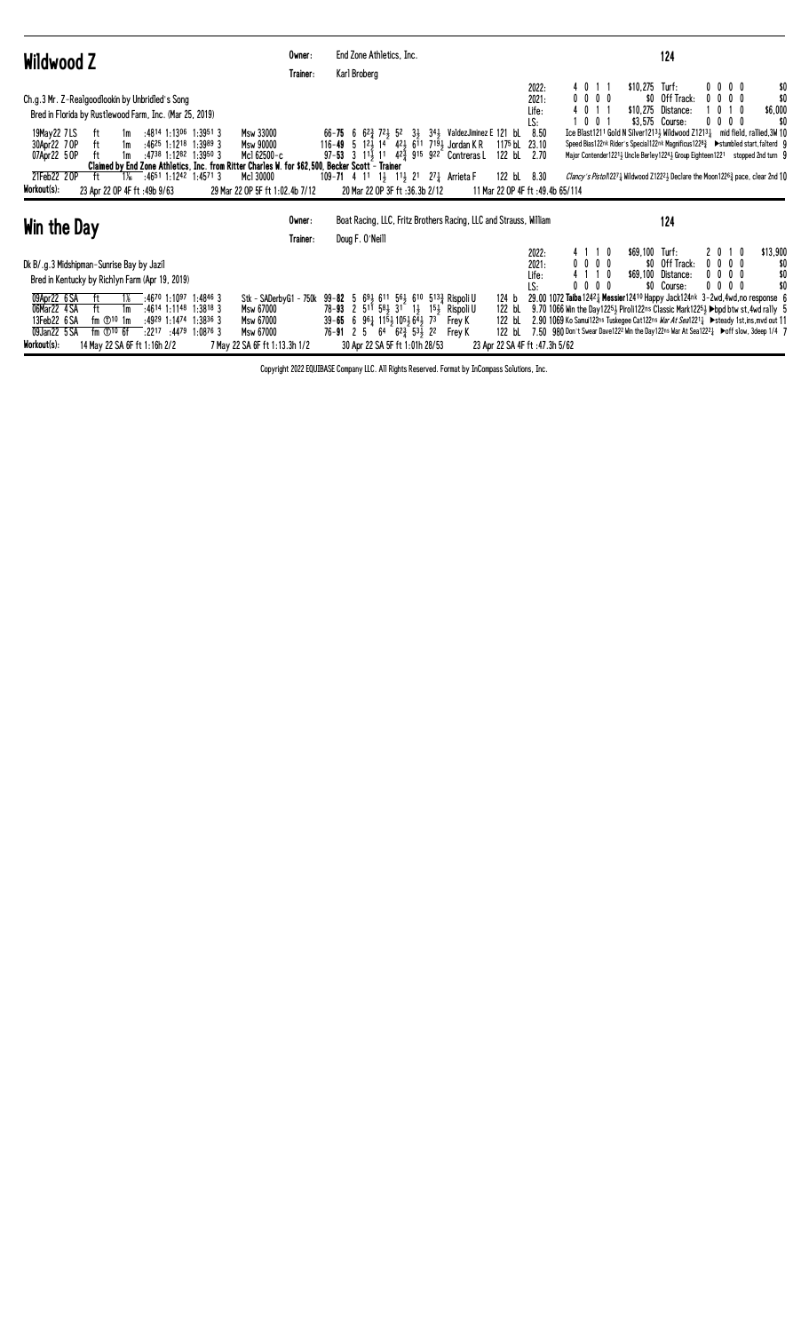## Wildwood Z

Owner: End Zone Athletics, Inc.

Trainer: Karl Broberg

**124**

Ch.g.3 Mr. Z–Realgoodlookin by Unbridled's Song

Bred in Florida by Rustlewood Farm, Inc. (Mar 25, 2019)

| | | | | | | | |
|---|---|---|---|---|---|---|---|
| 2022: | 4 0 1 1 | $10,275 | Turf: | 0 0 0 0 | $0 |
| 2021: | 0 0 0 0 | $0 | Off Track: | 0 0 0 0 | $0 |
| Life: | 4 0 1 1 | $10,275 | Distance: | 1 0 1 0 | $6,000 |
| LS: | 1 0 0 1 | $3,575 | Course: | 0 0 0 0 | $0 |

19May22 7LS ft 1m :48[14] 1:13[06] 1:39[51] 3 Msw 33000 66–**75** 6 6[2¾] 7[2½] 5[2] 3[½] 3[4½] ValdezJiminez E 121 bL 8.50 Ice Blast121[1] Gold N Silver121[3½] Wildwood Z121[3¼] mid field, rallied,3W 10

30Apr22 7OP ft 1m :46[25] 1:12[18] 1:39[89] 3 Msw 90000 116–**49** 5 1[2½] 1[4] 4[2½] 6[11] 7[19½] Jordan K R 117[5] bL 23.10 Speed Bias122[nk] Rider's Special122[nk] Magnificus122[6¾] ▶stumbled start, faltered 9

07Apr22 5OP ft 1m :47[38] 1:12[82] 1:39[50] 3 Mcl 62500-c 97–**53** 3 1[1½] 1[1] 4[2¾] 9[15] 9[22] Contreras L 122 bL 2.70 Major Contender122[1½] Uncle Berley122[4½] Group Eighteen122[1] stopped 2nd turn 9

Claimed by End Zone Athletics, Inc. from Ritter Charles W. for $62,500, Becker Scott – Trainer

21Feb22 2OP ft 1[1/16] :46[51] 1:12[42] 1:45[71] 3 Mcl 30000 109–**71** 4 1[1] 1[½] 1[1½] 2[1] 2[7¼] Arrieta F 122 bL 8.30 *Clancy's Pistol*122[7¼] Wildwood Z122[2½] Declare the Moon122[6¾] pace, clear 2nd 10

Workout(s): 23 Apr 22 OP 4F ft :49b 9/63 29 Mar 22 OP 5F ft 1:02.4b 7/12 20 Mar 22 OP 3F ft :36.3b 2/12 11 Mar 22 OP 4F ft :49.4b 65/114

## Win the Day

Owner: Boat Racing, LLC, Fritz Brothers Racing, LLC and Strauss, William

Trainer: Doug F. O'Neill

**124**

Dk B/.g.3 Midshipman–Sunrise Bay by Jazil

Bred in Kentucky by Richlyn Farm (Apr 19, 2019)

| | | | | | | | |
|---|---|---|---|---|---|---|---|
| 2022: | 4 1 1 0 | $69,100 | Turf: | 2 0 1 0 | $13,900 |
| 2021: | 0 0 0 0 | $0 | Off Track: | 0 0 0 0 | $0 |
| Life: | 4 1 1 0 | $69,100 | Distance: | 0 0 0 0 | $0 |
| LS: | 0 0 0 0 | $0 | Course: | 0 0 0 0 | $0 |

09Apr22 6SA ft 1[1/8] :46[70] 1:10[97] 1:48[46] 3 Stk – SADerbyG1 – 750k 99–**82** 5 6[9½] 6[11] 5[6½] 6[10] 5[13¾] Rispoli U 124 b 29.00 1072 **Taiba**124[2¼] **Messier**124[10] Happy Jack124[nk] 3-2wd,4wd,no response 6

06Mar22 4SA ft 1m :46[14] 1:11[48] 1:38[18] 3 Msw 67000 78–**93** 2 5[1½] 5[8½] 3[1] 1[½] 1[5½] Rispoli U 122 bL 9.70 1066 Win the Day122[5½] Piroli122[ns] Classic Mark122[5½] ▶bpd btw st,4wd rally 5

13Feb22 6SA fm ⓣ[10] 1m :49[29] 1:14[74] 1:38[36] 3 Msw 67000 39–**65** 6 9[6½] 11[5½] 10[5½] 6[4½] 7[3] Frey K 122 bL 2.90 1069 Ko Samui122[ns] Tuskegee Cat122[ns] *War At Sea*122[1½] ▶steady 1st,ins,mvd out 11

09Jan22 5SA fm ⓣ[10] 6f :22[17] :44[79] 1:08[76] 3 Msw 67000 76–**91** 2 5 6[4] 6[2¾] 5[3½] 2[2] Frey K 122 bL 7.50 980 Don't Swear Dave122[2] Win the Day122[ns] War At Sea122[2¼] ▶off slow, 3deep 1/4 7

Workout(s): 14 May 22 SA 6F ft 1:16h 2/2 7 May 22 SA 6F ft 1:13.3h 1/2 30 Apr 22 SA 5F ft 1:01h 28/53 23 Apr 22 SA 4F ft :47.3h 5/62

Copyright 2022 EQUIBASE Company LLC. All Rights Reserved. Format by InCompass Solutions, Inc.